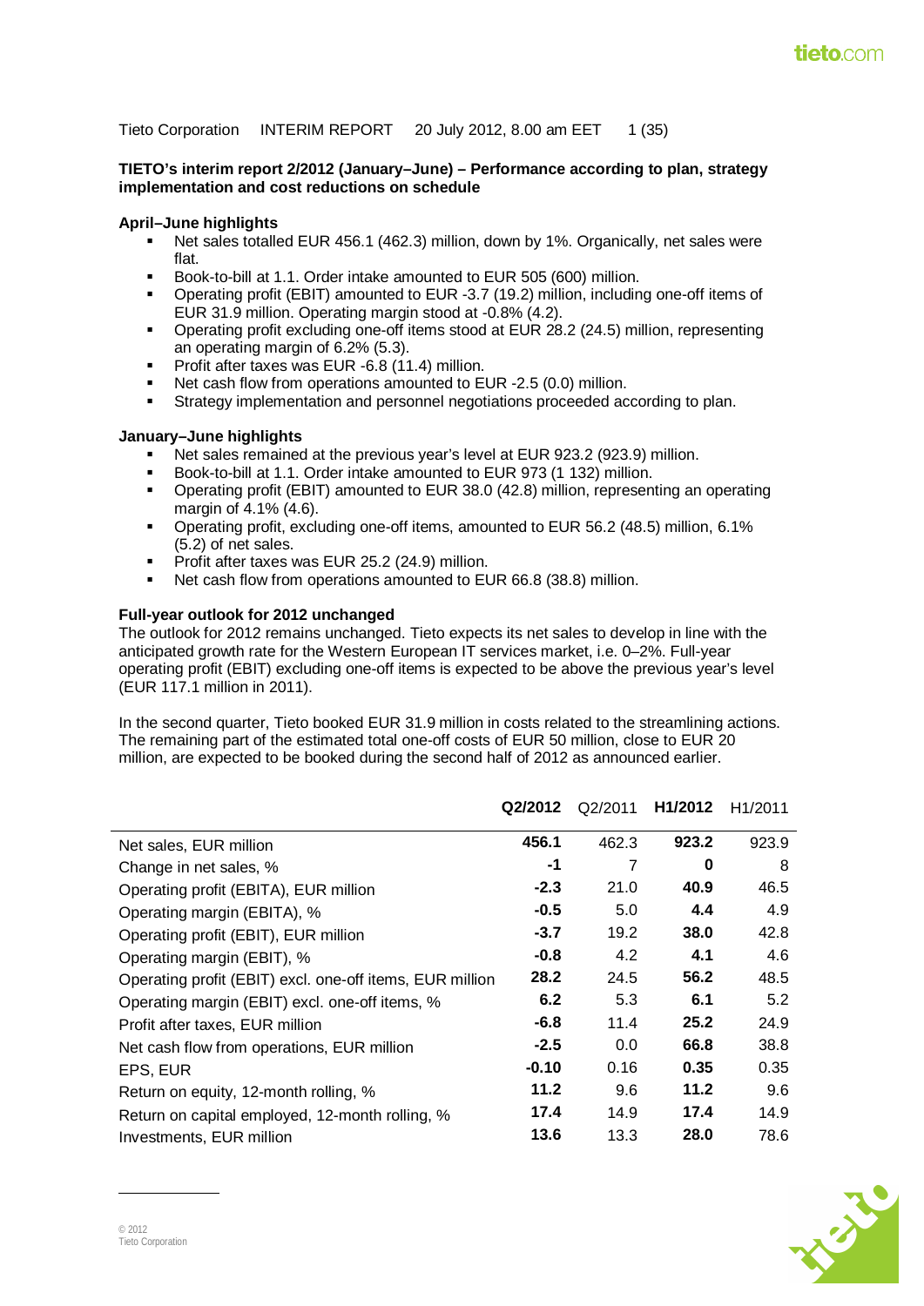Tieto Corporation INTERIM REPORT 20 July 2012, 8.00 am EET

## TIETO's interim report 2/2012 (January–June) – Performance according to plan, strategy implementation and cost reductions on schedule

### April–June highlights

- Net sales totalled EUR 456.1 (462.3) million, down by 1%. Organically, net sales were flat.
- Book-to-bill at 1.1. Order intake amounted to EUR 505 (600) million.
- Operating profit (EBIT) amounted to EUR -3.7 (19.2) million, including one-off items of EUR 31.9 million. Operating margin stood at -0.8% (4.2).
- Operating profit excluding one-off items stood at EUR 28.2 (24.5) million, representing an operating margin of 6.2% (5.3).
- Profit after taxes was EUR -6.8 (11.4) million.
- Net cash flow from operations amounted to EUR -2.5 (0.0) million.
- Strategy implementation and personnel negotiations proceeded according to plan.

### January–June highlights

- Net sales remained at the previous year's level at EUR 923.2 (923.9) million.
- Book-to-bill at 1.1. Order intake amounted to EUR 973 (1 132) million.
- Operating profit (EBIT) amounted to EUR 38.0 (42.8) million, representing an operating margin of 4.1% (4.6).
- Operating profit, excluding one-off items, amounted to EUR 56.2 (48.5) million, 6.1% (5.2) of net sales.
- Profit after taxes was EUR 25.2 (24.9) million.
- Net cash flow from operations amounted to EUR 66.8 (38.8) million.

### Full-year outlook for 2012 unchanged

The outlook for 2012 remains unchanged. Tieto expects its net sales to develop in line with the anticipated growth rate for the Western European IT services market, i.e. 0–2%. Full-year operating profit (EBIT) excluding one-off items is expected to be above the previous year's level (EUR 117.1 million in 2011).

In the second quarter, Tieto booked EUR 31.9 million in costs related to the streamlining actions. The remaining part of the estimated total one-off costs of EUR 50 million, close to EUR 20 million, are expected to be booked during the second half of 2012 as announced earlier.

| | **Q2/2012** | Q2/2011 | **H1/2012** | H1/2011 |
|---|---|---|---|---|
| Net sales, EUR million | **456.1** | 462.3 | **923.2** | 923.9 |
| Change in net sales, % | **-1** | 7 | **0** | 8 |
| Operating profit (EBITA), EUR million | **-2.3** | 21.0 | **40.9** | 46.5 |
| Operating margin (EBITA), % | **-0.5** | 5.0 | **4.4** | 4.9 |
| Operating profit (EBIT), EUR million | **-3.7** | 19.2 | **38.0** | 42.8 |
| Operating margin (EBIT), % | **-0.8** | 4.2 | **4.1** | 4.6 |
| Operating profit (EBIT) excl. one-off items, EUR million | **28.2** | 24.5 | **56.2** | 48.5 |
| Operating margin (EBIT) excl. one-off items, % | **6.2** | 5.3 | **6.1** | 5.2 |
| Profit after taxes, EUR million | **-6.8** | 11.4 | **25.2** | 24.9 |
| Net cash flow from operations, EUR million | **-2.5** | 0.0 | **66.8** | 38.8 |
| EPS, EUR | **-0.10** | 0.16 | **0.35** | 0.35 |
| Return on equity, 12-month rolling, % | **11.2** | 9.6 | **11.2** | 9.6 |
| Return on capital employed, 12-month rolling, % | **17.4** | 14.9 | **17.4** | 14.9 |
| Investments, EUR million | **13.6** | 13.3 | **28.0** | 78.6 |

© 2012
Tieto Corporation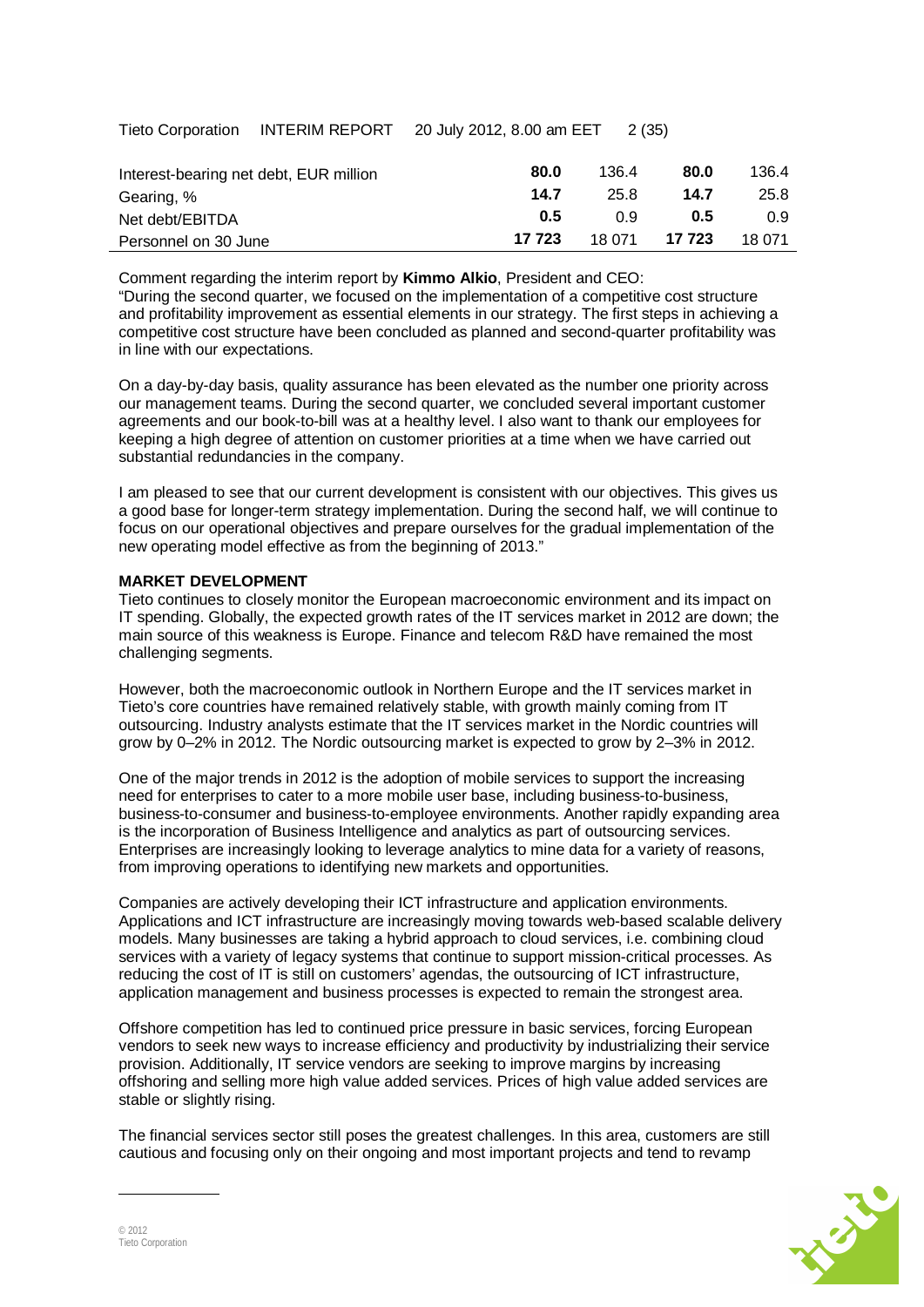| | | | | |
|---|---|---|---|---|
| Interest-bearing net debt, EUR million | **80.0** | 136.4 | **80.0** | 136.4 |
| Gearing, % | **14.7** | 25.8 | **14.7** | 25.8 |
| Net debt/EBITDA | **0.5** | 0.9 | **0.5** | 0.9 |
| Personnel on 30 June | **17 723** | 18 071 | **17 723** | 18 071 |

Comment regarding the interim report by **Kimmo Alkio**, President and CEO:
"During the second quarter, we focused on the implementation of a competitive cost structure and profitability improvement as essential elements in our strategy. The first steps in achieving a competitive cost structure have been concluded as planned and second-quarter profitability was in line with our expectations.

On a day-by-day basis, quality assurance has been elevated as the number one priority across our management teams. During the second quarter, we concluded several important customer agreements and our book-to-bill was at a healthy level. I also want to thank our employees for keeping a high degree of attention on customer priorities at a time when we have carried out substantial redundancies in the company.

I am pleased to see that our current development is consistent with our objectives. This gives us a good base for longer-term strategy implementation. During the second half, we will continue to focus on our operational objectives and prepare ourselves for the gradual implementation of the new operating model effective as from the beginning of 2013."

**MARKET DEVELOPMENT**

Tieto continues to closely monitor the European macroeconomic environment and its impact on IT spending. Globally, the expected growth rates of the IT services market in 2012 are down; the main source of this weakness is Europe. Finance and telecom R&D have remained the most challenging segments.

However, both the macroeconomic outlook in Northern Europe and the IT services market in Tieto's core countries have remained relatively stable, with growth mainly coming from IT outsourcing. Industry analysts estimate that the IT services market in the Nordic countries will grow by 0–2% in 2012. The Nordic outsourcing market is expected to grow by 2–3% in 2012.

One of the major trends in 2012 is the adoption of mobile services to support the increasing need for enterprises to cater to a more mobile user base, including business-to-business, business-to-consumer and business-to-employee environments. Another rapidly expanding area is the incorporation of Business Intelligence and analytics as part of outsourcing services. Enterprises are increasingly looking to leverage analytics to mine data for a variety of reasons, from improving operations to identifying new markets and opportunities.

Companies are actively developing their ICT infrastructure and application environments. Applications and ICT infrastructure are increasingly moving towards web-based scalable delivery models. Many businesses are taking a hybrid approach to cloud services, i.e. combining cloud services with a variety of legacy systems that continue to support mission-critical processes. As reducing the cost of IT is still on customers' agendas, the outsourcing of ICT infrastructure, application management and business processes is expected to remain the strongest area.

Offshore competition has led to continued price pressure in basic services, forcing European vendors to seek new ways to increase efficiency and productivity by industrializing their service provision. Additionally, IT service vendors are seeking to improve margins by increasing offshoring and selling more high value added services. Prices of high value added services are stable or slightly rising.

The financial services sector still poses the greatest challenges. In this area, customers are still cautious and focusing only on their ongoing and most important projects and tend to revamp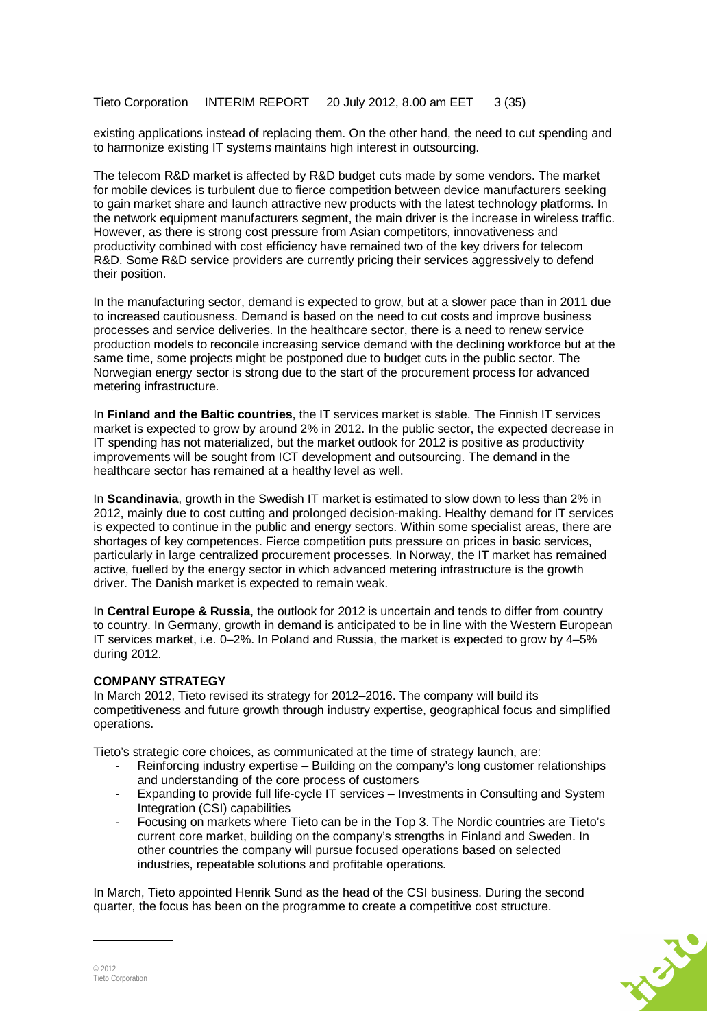existing applications instead of replacing them. On the other hand, the need to cut spending and to harmonize existing IT systems maintains high interest in outsourcing.

The telecom R&D market is affected by R&D budget cuts made by some vendors. The market for mobile devices is turbulent due to fierce competition between device manufacturers seeking to gain market share and launch attractive new products with the latest technology platforms. In the network equipment manufacturers segment, the main driver is the increase in wireless traffic. However, as there is strong cost pressure from Asian competitors, innovativeness and productivity combined with cost efficiency have remained two of the key drivers for telecom R&D. Some R&D service providers are currently pricing their services aggressively to defend their position.

In the manufacturing sector, demand is expected to grow, but at a slower pace than in 2011 due to increased cautiousness. Demand is based on the need to cut costs and improve business processes and service deliveries. In the healthcare sector, there is a need to renew service production models to reconcile increasing service demand with the declining workforce but at the same time, some projects might be postponed due to budget cuts in the public sector. The Norwegian energy sector is strong due to the start of the procurement process for advanced metering infrastructure.

In **Finland and the Baltic countries**, the IT services market is stable. The Finnish IT services market is expected to grow by around 2% in 2012. In the public sector, the expected decrease in IT spending has not materialized, but the market outlook for 2012 is positive as productivity improvements will be sought from ICT development and outsourcing. The demand in the healthcare sector has remained at a healthy level as well.

In **Scandinavia**, growth in the Swedish IT market is estimated to slow down to less than 2% in 2012, mainly due to cost cutting and prolonged decision-making. Healthy demand for IT services is expected to continue in the public and energy sectors. Within some specialist areas, there are shortages of key competences. Fierce competition puts pressure on prices in basic services, particularly in large centralized procurement processes. In Norway, the IT market has remained active, fuelled by the energy sector in which advanced metering infrastructure is the growth driver. The Danish market is expected to remain weak.

In **Central Europe & Russia**, the outlook for 2012 is uncertain and tends to differ from country to country. In Germany, growth in demand is anticipated to be in line with the Western European IT services market, i.e. 0–2%. In Poland and Russia, the market is expected to grow by 4–5% during 2012.

## COMPANY STRATEGY

In March 2012, Tieto revised its strategy for 2012–2016. The company will build its competitiveness and future growth through industry expertise, geographical focus and simplified operations.

Tieto's strategic core choices, as communicated at the time of strategy launch, are:

- Reinforcing industry expertise – Building on the company's long customer relationships and understanding of the core process of customers
- Expanding to provide full life-cycle IT services – Investments in Consulting and System Integration (CSI) capabilities
- Focusing on markets where Tieto can be in the Top 3. The Nordic countries are Tieto's current core market, building on the company's strengths in Finland and Sweden. In other countries the company will pursue focused operations based on selected industries, repeatable solutions and profitable operations.

In March, Tieto appointed Henrik Sund as the head of the CSI business. During the second quarter, the focus has been on the programme to create a competitive cost structure.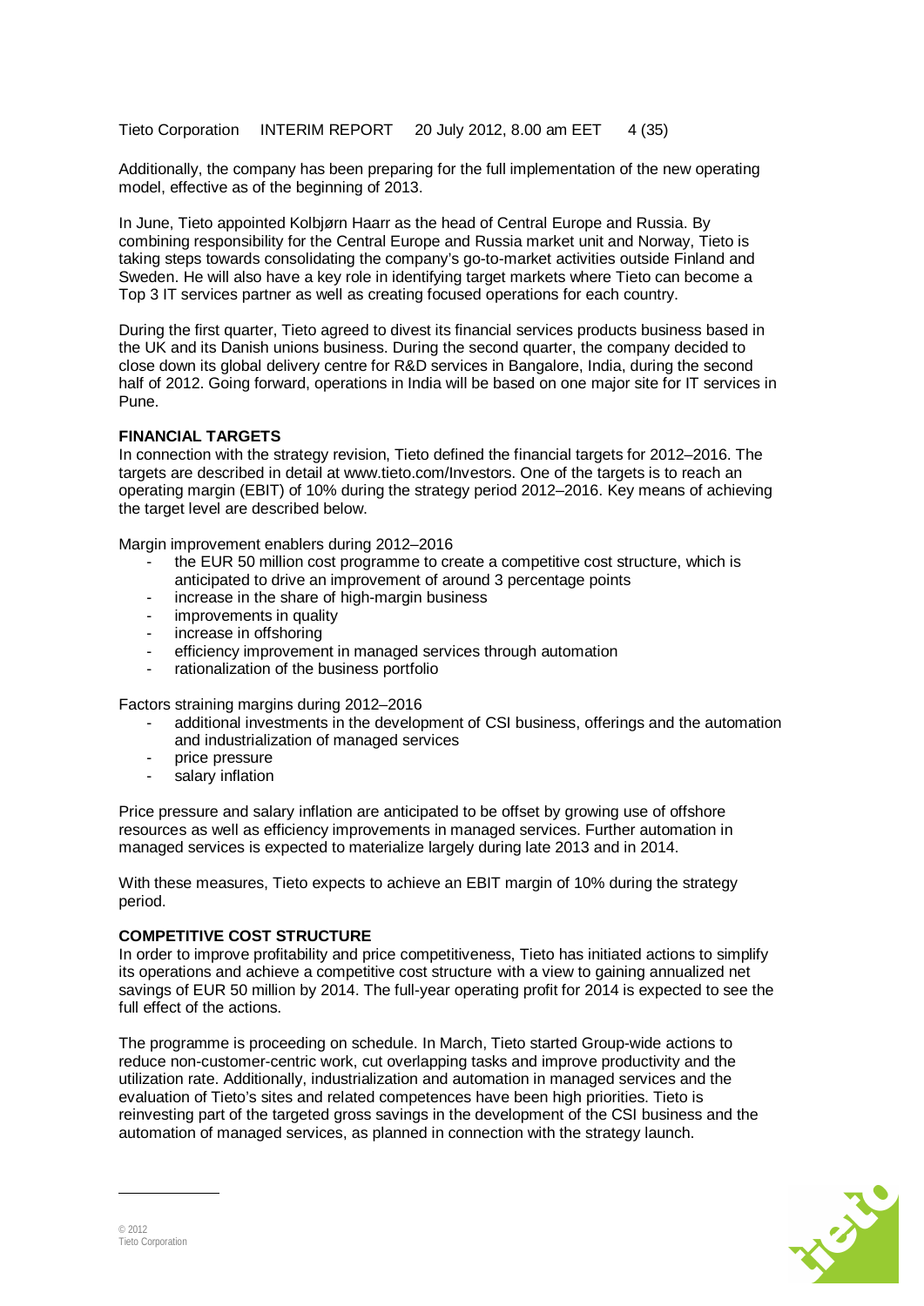Additionally, the company has been preparing for the full implementation of the new operating model, effective as of the beginning of 2013.

In June, Tieto appointed Kolbjørn Haarr as the head of Central Europe and Russia. By combining responsibility for the Central Europe and Russia market unit and Norway, Tieto is taking steps towards consolidating the company's go-to-market activities outside Finland and Sweden. He will also have a key role in identifying target markets where Tieto can become a Top 3 IT services partner as well as creating focused operations for each country.

During the first quarter, Tieto agreed to divest its financial services products business based in the UK and its Danish unions business. During the second quarter, the company decided to close down its global delivery centre for R&D services in Bangalore, India, during the second half of 2012. Going forward, operations in India will be based on one major site for IT services in Pune.

## FINANCIAL TARGETS

In connection with the strategy revision, Tieto defined the financial targets for 2012–2016. The targets are described in detail at www.tieto.com/Investors. One of the targets is to reach an operating margin (EBIT) of 10% during the strategy period 2012–2016. Key means of achieving the target level are described below.

Margin improvement enablers during 2012–2016

- the EUR 50 million cost programme to create a competitive cost structure, which is anticipated to drive an improvement of around 3 percentage points
- increase in the share of high-margin business
- improvements in quality
- increase in offshoring
- efficiency improvement in managed services through automation
- rationalization of the business portfolio

Factors straining margins during 2012–2016

- additional investments in the development of CSI business, offerings and the automation and industrialization of managed services
- price pressure
- salary inflation

Price pressure and salary inflation are anticipated to be offset by growing use of offshore resources as well as efficiency improvements in managed services. Further automation in managed services is expected to materialize largely during late 2013 and in 2014.

With these measures, Tieto expects to achieve an EBIT margin of 10% during the strategy period.

## COMPETITIVE COST STRUCTURE

In order to improve profitability and price competitiveness, Tieto has initiated actions to simplify its operations and achieve a competitive cost structure with a view to gaining annualized net savings of EUR 50 million by 2014. The full-year operating profit for 2014 is expected to see the full effect of the actions.

The programme is proceeding on schedule. In March, Tieto started Group-wide actions to reduce non-customer-centric work, cut overlapping tasks and improve productivity and the utilization rate. Additionally, industrialization and automation in managed services and the evaluation of Tieto's sites and related competences have been high priorities. Tieto is reinvesting part of the targeted gross savings in the development of the CSI business and the automation of managed services, as planned in connection with the strategy launch.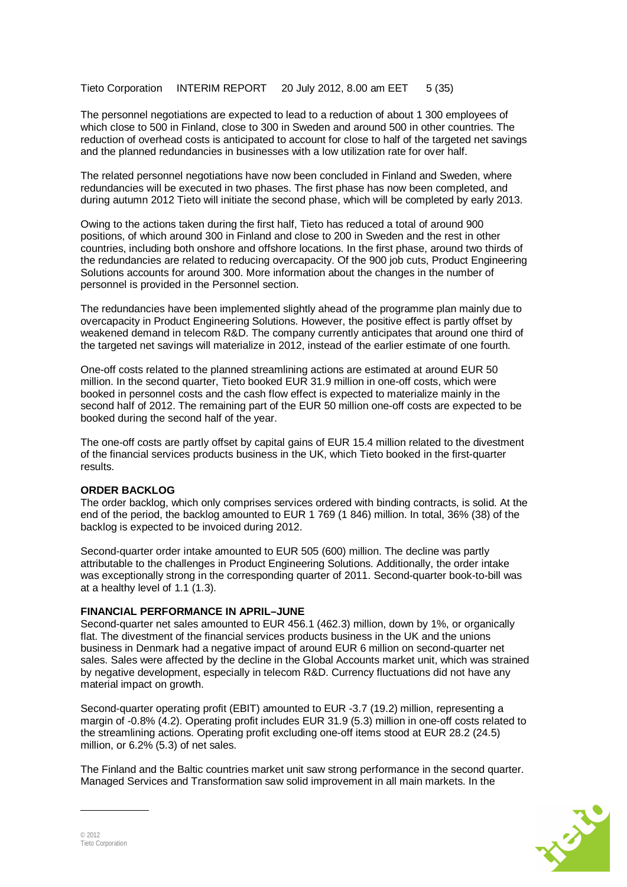The personnel negotiations are expected to lead to a reduction of about 1 300 employees of which close to 500 in Finland, close to 300 in Sweden and around 500 in other countries. The reduction of overhead costs is anticipated to account for close to half of the targeted net savings and the planned redundancies in businesses with a low utilization rate for over half.

The related personnel negotiations have now been concluded in Finland and Sweden, where redundancies will be executed in two phases. The first phase has now been completed, and during autumn 2012 Tieto will initiate the second phase, which will be completed by early 2013.

Owing to the actions taken during the first half, Tieto has reduced a total of around 900 positions, of which around 300 in Finland and close to 200 in Sweden and the rest in other countries, including both onshore and offshore locations. In the first phase, around two thirds of the redundancies are related to reducing overcapacity. Of the 900 job cuts, Product Engineering Solutions accounts for around 300. More information about the changes in the number of personnel is provided in the Personnel section.

The redundancies have been implemented slightly ahead of the programme plan mainly due to overcapacity in Product Engineering Solutions. However, the positive effect is partly offset by weakened demand in telecom R&D. The company currently anticipates that around one third of the targeted net savings will materialize in 2012, instead of the earlier estimate of one fourth.

One-off costs related to the planned streamlining actions are estimated at around EUR 50 million. In the second quarter, Tieto booked EUR 31.9 million in one-off costs, which were booked in personnel costs and the cash flow effect is expected to materialize mainly in the second half of 2012. The remaining part of the EUR 50 million one-off costs are expected to be booked during the second half of the year.

The one-off costs are partly offset by capital gains of EUR 15.4 million related to the divestment of the financial services products business in the UK, which Tieto booked in the first-quarter results.

## ORDER BACKLOG

The order backlog, which only comprises services ordered with binding contracts, is solid. At the end of the period, the backlog amounted to EUR 1 769 (1 846) million. In total, 36% (38) of the backlog is expected to be invoiced during 2012.

Second-quarter order intake amounted to EUR 505 (600) million. The decline was partly attributable to the challenges in Product Engineering Solutions. Additionally, the order intake was exceptionally strong in the corresponding quarter of 2011. Second-quarter book-to-bill was at a healthy level of 1.1 (1.3).

## FINANCIAL PERFORMANCE IN APRIL–JUNE

Second-quarter net sales amounted to EUR 456.1 (462.3) million, down by 1%, or organically flat. The divestment of the financial services products business in the UK and the unions business in Denmark had a negative impact of around EUR 6 million on second-quarter net sales. Sales were affected by the decline in the Global Accounts market unit, which was strained by negative development, especially in telecom R&D. Currency fluctuations did not have any material impact on growth.

Second-quarter operating profit (EBIT) amounted to EUR -3.7 (19.2) million, representing a margin of -0.8% (4.2). Operating profit includes EUR 31.9 (5.3) million in one-off costs related to the streamlining actions. Operating profit excluding one-off items stood at EUR 28.2 (24.5) million, or 6.2% (5.3) of net sales.

The Finland and the Baltic countries market unit saw strong performance in the second quarter. Managed Services and Transformation saw solid improvement in all main markets. In the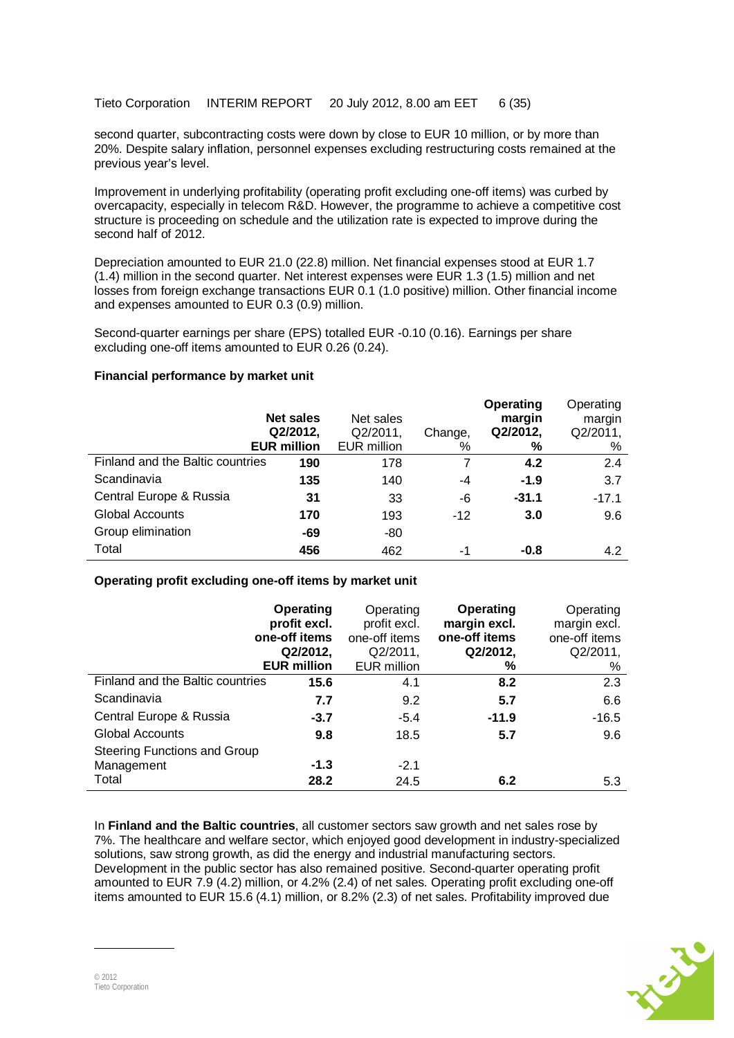second quarter, subcontracting costs were down by close to EUR 10 million, or by more than 20%. Despite salary inflation, personnel expenses excluding restructuring costs remained at the previous year's level.

Improvement in underlying profitability (operating profit excluding one-off items) was curbed by overcapacity, especially in telecom R&D. However, the programme to achieve a competitive cost structure is proceeding on schedule and the utilization rate is expected to improve during the second half of 2012.

Depreciation amounted to EUR 21.0 (22.8) million. Net financial expenses stood at EUR 1.7 (1.4) million in the second quarter. Net interest expenses were EUR 1.3 (1.5) million and net losses from foreign exchange transactions EUR 0.1 (1.0 positive) million. Other financial income and expenses amounted to EUR 0.3 (0.9) million.

Second-quarter earnings per share (EPS) totalled EUR -0.10 (0.16). Earnings per share excluding one-off items amounted to EUR 0.26 (0.24).

**Financial performance by market unit**

| | **Net sales Q2/2012, EUR million** | Net sales Q2/2011, EUR million | Change, % | **Operating margin Q2/2012, %** | Operating margin Q2/2011, % |
|---|---|---|---|---|---|
| Finland and the Baltic countries | **190** | 178 | 7 | **4.2** | 2.4 |
| Scandinavia | **135** | 140 | -4 | **-1.9** | 3.7 |
| Central Europe & Russia | **31** | 33 | -6 | **-31.1** | -17.1 |
| Global Accounts | **170** | 193 | -12 | **3.0** | 9.6 |
| Group elimination | **-69** | -80 | | | |
| Total | **456** | 462 | -1 | **-0.8** | 4.2 |

**Operating profit excluding one-off items by market unit**

| | **Operating profit excl. one-off items Q2/2012, EUR million** | Operating profit excl. one-off items Q2/2011, EUR million | **Operating margin excl. one-off items Q2/2012, %** | Operating margin excl. one-off items Q2/2011, % |
|---|---|---|---|---|
| Finland and the Baltic countries | **15.6** | 4.1 | **8.2** | 2.3 |
| Scandinavia | **7.7** | 9.2 | **5.7** | 6.6 |
| Central Europe & Russia | **-3.7** | -5.4 | **-11.9** | -16.5 |
| Global Accounts | **9.8** | 18.5 | **5.7** | 9.6 |
| Steering Functions and Group Management | **-1.3** | -2.1 | | |
| Total | **28.2** | 24.5 | **6.2** | 5.3 |

In **Finland and the Baltic countries**, all customer sectors saw growth and net sales rose by 7%. The healthcare and welfare sector, which enjoyed good development in industry-specialized solutions, saw strong growth, as did the energy and industrial manufacturing sectors. Development in the public sector has also remained positive. Second-quarter operating profit amounted to EUR 7.9 (4.2) million, or 4.2% (2.4) of net sales. Operating profit excluding one-off items amounted to EUR 15.6 (4.1) million, or 8.2% (2.3) of net sales. Profitability improved due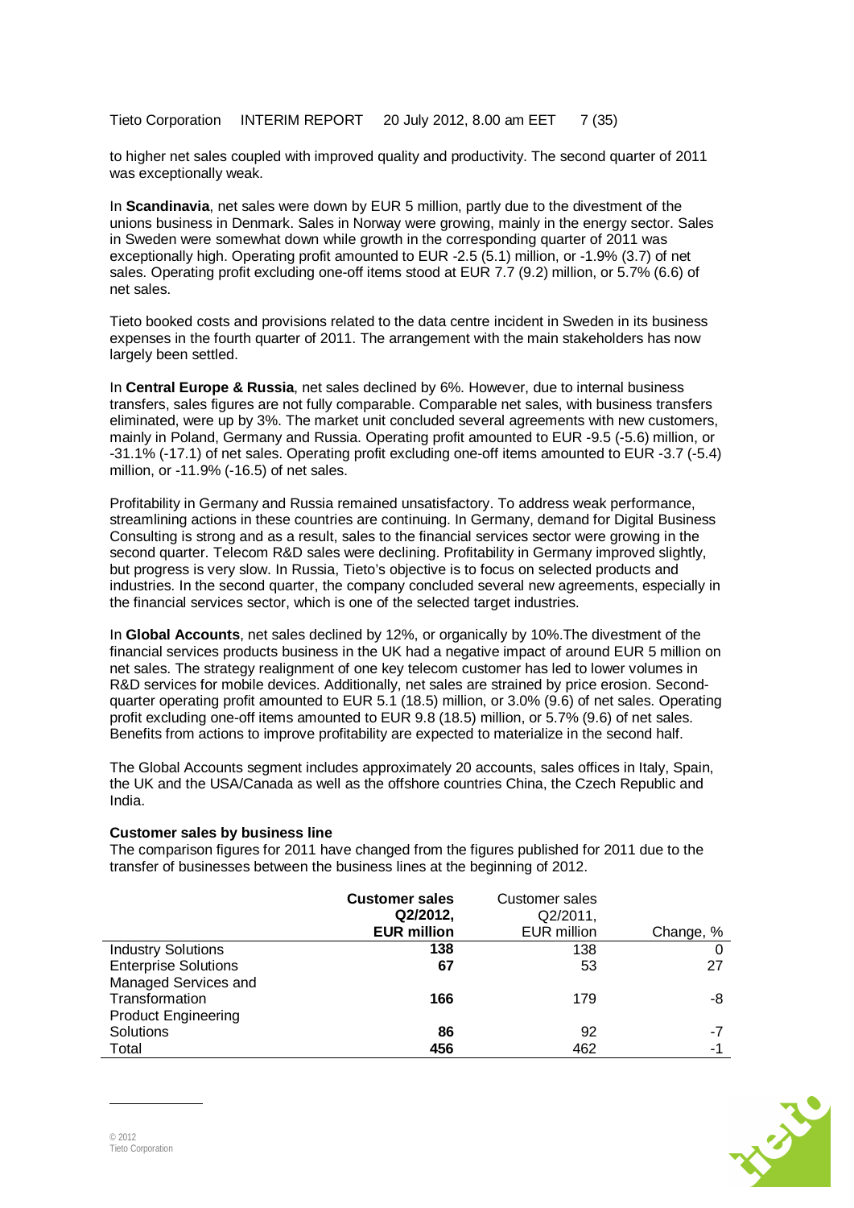to higher net sales coupled with improved quality and productivity. The second quarter of 2011 was exceptionally weak.

In **Scandinavia**, net sales were down by EUR 5 million, partly due to the divestment of the unions business in Denmark. Sales in Norway were growing, mainly in the energy sector. Sales in Sweden were somewhat down while growth in the corresponding quarter of 2011 was exceptionally high. Operating profit amounted to EUR -2.5 (5.1) million, or -1.9% (3.7) of net sales. Operating profit excluding one-off items stood at EUR 7.7 (9.2) million, or 5.7% (6.6) of net sales.

Tieto booked costs and provisions related to the data centre incident in Sweden in its business expenses in the fourth quarter of 2011. The arrangement with the main stakeholders has now largely been settled.

In **Central Europe & Russia**, net sales declined by 6%. However, due to internal business transfers, sales figures are not fully comparable. Comparable net sales, with business transfers eliminated, were up by 3%. The market unit concluded several agreements with new customers, mainly in Poland, Germany and Russia. Operating profit amounted to EUR -9.5 (-5.6) million, or -31.1% (-17.1) of net sales. Operating profit excluding one-off items amounted to EUR -3.7 (-5.4) million, or -11.9% (-16.5) of net sales.

Profitability in Germany and Russia remained unsatisfactory. To address weak performance, streamlining actions in these countries are continuing. In Germany, demand for Digital Business Consulting is strong and as a result, sales to the financial services sector were growing in the second quarter. Telecom R&D sales were declining. Profitability in Germany improved slightly, but progress is very slow. In Russia, Tieto's objective is to focus on selected products and industries. In the second quarter, the company concluded several new agreements, especially in the financial services sector, which is one of the selected target industries.

In **Global Accounts**, net sales declined by 12%, or organically by 10%.The divestment of the financial services products business in the UK had a negative impact of around EUR 5 million on net sales. The strategy realignment of one key telecom customer has led to lower volumes in R&D services for mobile devices. Additionally, net sales are strained by price erosion. Second-quarter operating profit amounted to EUR 5.1 (18.5) million, or 3.0% (9.6) of net sales. Operating profit excluding one-off items amounted to EUR 9.8 (18.5) million, or 5.7% (9.6) of net sales. Benefits from actions to improve profitability are expected to materialize in the second half.

The Global Accounts segment includes approximately 20 accounts, sales offices in Italy, Spain, the UK and the USA/Canada as well as the offshore countries China, the Czech Republic and India.

**Customer sales by business line**

The comparison figures for 2011 have changed from the figures published for 2011 due to the transfer of businesses between the business lines at the beginning of 2012.

| | **Customer sales Q2/2012, EUR million** | Customer sales Q2/2011, EUR million | Change, % |
|---|---|---|---|
| Industry Solutions | **138** | 138 | 0 |
| Enterprise Solutions | **67** | 53 | 27 |
| Managed Services and Transformation | **166** | 179 | -8 |
| Product Engineering Solutions | **86** | 92 | -7 |
| Total | **456** | 462 | -1 |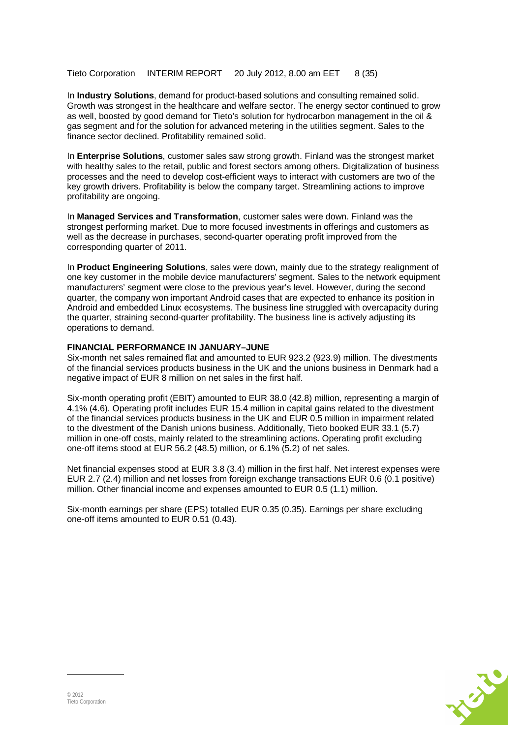In **Industry Solutions**, demand for product-based solutions and consulting remained solid. Growth was strongest in the healthcare and welfare sector. The energy sector continued to grow as well, boosted by good demand for Tieto's solution for hydrocarbon management in the oil & gas segment and for the solution for advanced metering in the utilities segment. Sales to the finance sector declined. Profitability remained solid.

In **Enterprise Solutions**, customer sales saw strong growth. Finland was the strongest market with healthy sales to the retail, public and forest sectors among others. Digitalization of business processes and the need to develop cost-efficient ways to interact with customers are two of the key growth drivers. Profitability is below the company target. Streamlining actions to improve profitability are ongoing.

In **Managed Services and Transformation**, customer sales were down. Finland was the strongest performing market. Due to more focused investments in offerings and customers as well as the decrease in purchases, second-quarter operating profit improved from the corresponding quarter of 2011.

In **Product Engineering Solutions**, sales were down, mainly due to the strategy realignment of one key customer in the mobile device manufacturers' segment. Sales to the network equipment manufacturers' segment were close to the previous year's level. However, during the second quarter, the company won important Android cases that are expected to enhance its position in Android and embedded Linux ecosystems. The business line struggled with overcapacity during the quarter, straining second-quarter profitability. The business line is actively adjusting its operations to demand.

**FINANCIAL PERFORMANCE IN JANUARY–JUNE**

Six-month net sales remained flat and amounted to EUR 923.2 (923.9) million. The divestments of the financial services products business in the UK and the unions business in Denmark had a negative impact of EUR 8 million on net sales in the first half.

Six-month operating profit (EBIT) amounted to EUR 38.0 (42.8) million, representing a margin of 4.1% (4.6). Operating profit includes EUR 15.4 million in capital gains related to the divestment of the financial services products business in the UK and EUR 0.5 million in impairment related to the divestment of the Danish unions business. Additionally, Tieto booked EUR 33.1 (5.7) million in one-off costs, mainly related to the streamlining actions. Operating profit excluding one-off items stood at EUR 56.2 (48.5) million, or 6.1% (5.2) of net sales.

Net financial expenses stood at EUR 3.8 (3.4) million in the first half. Net interest expenses were EUR 2.7 (2.4) million and net losses from foreign exchange transactions EUR 0.6 (0.1 positive) million. Other financial income and expenses amounted to EUR 0.5 (1.1) million.

Six-month earnings per share (EPS) totalled EUR 0.35 (0.35). Earnings per share excluding one-off items amounted to EUR 0.51 (0.43).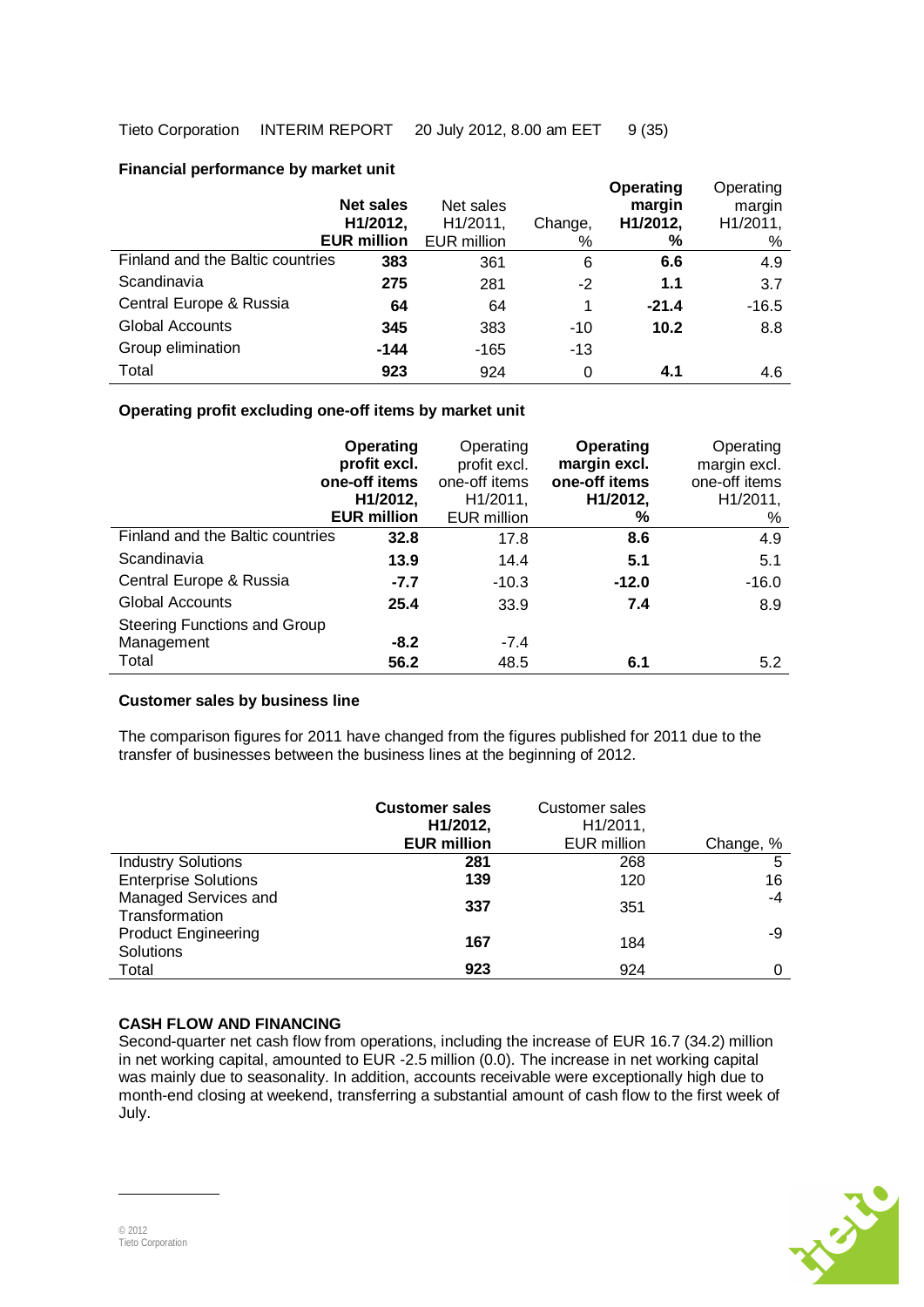**Financial performance by market unit**

| | **Net sales H1/2012, EUR million** | Net sales H1/2011, EUR million | Change, % | **Operating margin H1/2012, %** | Operating margin H1/2011, % |
|---|---|---|---|---|---|
| Finland and the Baltic countries | **383** | 361 | 6 | **6.6** | 4.9 |
| Scandinavia | **275** | 281 | -2 | **1.1** | 3.7 |
| Central Europe & Russia | **64** | 64 | 1 | **-21.4** | -16.5 |
| Global Accounts | **345** | 383 | -10 | **10.2** | 8.8 |
| Group elimination | **-144** | -165 | -13 | | |
| Total | **923** | 924 | 0 | **4.1** | 4.6 |

**Operating profit excluding one-off items by market unit**

| | **Operating profit excl. one-off items H1/2012, EUR million** | Operating profit excl. one-off items H1/2011, EUR million | **Operating margin excl. one-off items H1/2012, %** | Operating margin excl. one-off items H1/2011, % |
|---|---|---|---|---|
| Finland and the Baltic countries | **32.8** | 17.8 | **8.6** | 4.9 |
| Scandinavia | **13.9** | 14.4 | **5.1** | 5.1 |
| Central Europe & Russia | **-7.7** | -10.3 | **-12.0** | -16.0 |
| Global Accounts | **25.4** | 33.9 | **7.4** | 8.9 |
| Steering Functions and Group Management | **-8.2** | -7.4 | | |
| Total | **56.2** | 48.5 | **6.1** | 5.2 |

**Customer sales by business line**

The comparison figures for 2011 have changed from the figures published for 2011 due to the transfer of businesses between the business lines at the beginning of 2012.

| | **Customer sales H1/2012, EUR million** | Customer sales H1/2011, EUR million | Change, % |
|---|---|---|---|
| Industry Solutions | **281** | 268 | 5 |
| Enterprise Solutions | **139** | 120 | 16 |
| Managed Services and Transformation | **337** | 351 | -4 |
| Product Engineering Solutions | **167** | 184 | -9 |
| Total | **923** | 924 | 0 |

**CASH FLOW AND FINANCING**

Second-quarter net cash flow from operations, including the increase of EUR 16.7 (34.2) million in net working capital, amounted to EUR -2.5 million (0.0). The increase in net working capital was mainly due to seasonality. In addition, accounts receivable were exceptionally high due to month-end closing at weekend, transferring a substantial amount of cash flow to the first week of July.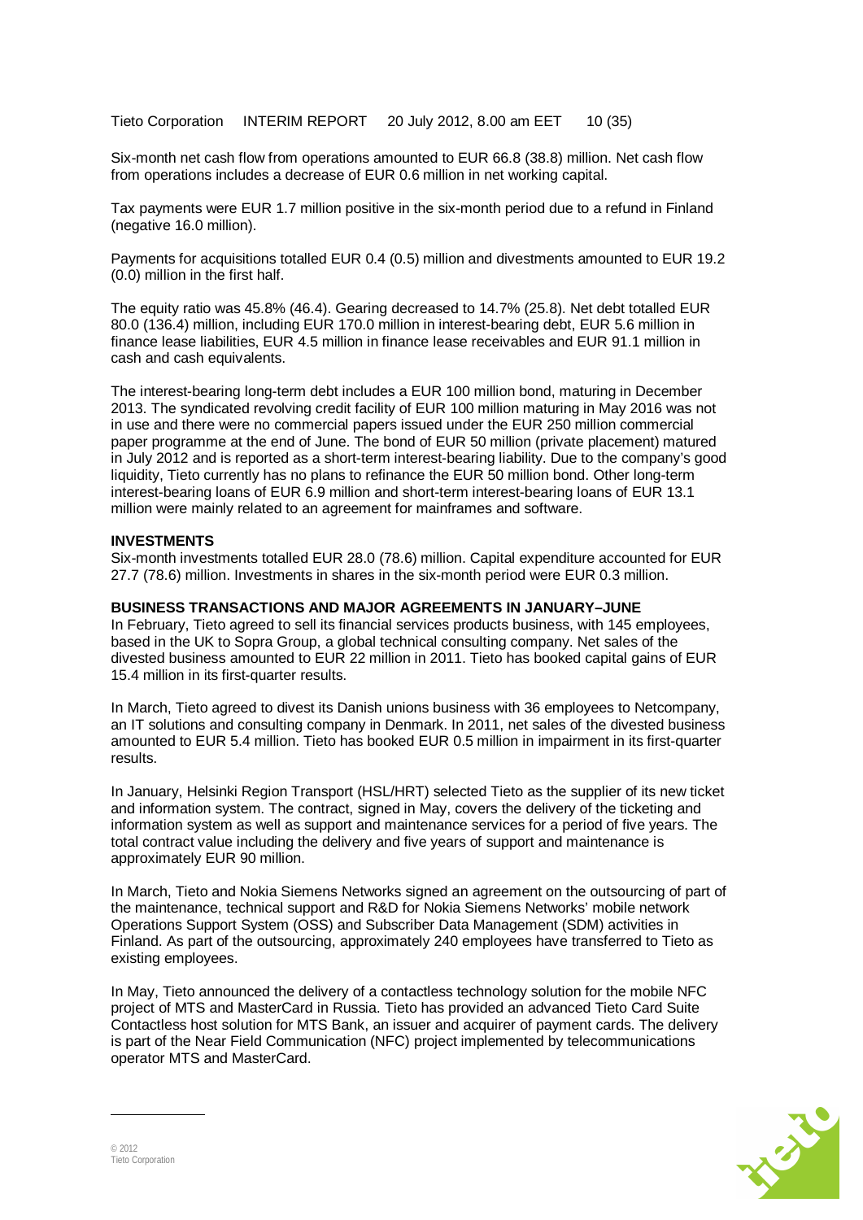Six-month net cash flow from operations amounted to EUR 66.8 (38.8) million. Net cash flow from operations includes a decrease of EUR 0.6 million in net working capital.

Tax payments were EUR 1.7 million positive in the six-month period due to a refund in Finland (negative 16.0 million).

Payments for acquisitions totalled EUR 0.4 (0.5) million and divestments amounted to EUR 19.2 (0.0) million in the first half.

The equity ratio was 45.8% (46.4). Gearing decreased to 14.7% (25.8). Net debt totalled EUR 80.0 (136.4) million, including EUR 170.0 million in interest-bearing debt, EUR 5.6 million in finance lease liabilities, EUR 4.5 million in finance lease receivables and EUR 91.1 million in cash and cash equivalents.

The interest-bearing long-term debt includes a EUR 100 million bond, maturing in December 2013. The syndicated revolving credit facility of EUR 100 million maturing in May 2016 was not in use and there were no commercial papers issued under the EUR 250 million commercial paper programme at the end of June. The bond of EUR 50 million (private placement) matured in July 2012 and is reported as a short-term interest-bearing liability. Due to the company's good liquidity, Tieto currently has no plans to refinance the EUR 50 million bond. Other long-term interest-bearing loans of EUR 6.9 million and short-term interest-bearing loans of EUR 13.1 million were mainly related to an agreement for mainframes and software.

**INVESTMENTS**

Six-month investments totalled EUR 28.0 (78.6) million. Capital expenditure accounted for EUR 27.7 (78.6) million. Investments in shares in the six-month period were EUR 0.3 million.

**BUSINESS TRANSACTIONS AND MAJOR AGREEMENTS IN JANUARY–JUNE**

In February, Tieto agreed to sell its financial services products business, with 145 employees, based in the UK to Sopra Group, a global technical consulting company. Net sales of the divested business amounted to EUR 22 million in 2011. Tieto has booked capital gains of EUR 15.4 million in its first-quarter results.

In March, Tieto agreed to divest its Danish unions business with 36 employees to Netcompany, an IT solutions and consulting company in Denmark. In 2011, net sales of the divested business amounted to EUR 5.4 million. Tieto has booked EUR 0.5 million in impairment in its first-quarter results.

In January, Helsinki Region Transport (HSL/HRT) selected Tieto as the supplier of its new ticket and information system. The contract, signed in May, covers the delivery of the ticketing and information system as well as support and maintenance services for a period of five years. The total contract value including the delivery and five years of support and maintenance is approximately EUR 90 million.

In March, Tieto and Nokia Siemens Networks signed an agreement on the outsourcing of part of the maintenance, technical support and R&D for Nokia Siemens Networks' mobile network Operations Support System (OSS) and Subscriber Data Management (SDM) activities in Finland. As part of the outsourcing, approximately 240 employees have transferred to Tieto as existing employees.

In May, Tieto announced the delivery of a contactless technology solution for the mobile NFC project of MTS and MasterCard in Russia. Tieto has provided an advanced Tieto Card Suite Contactless host solution for MTS Bank, an issuer and acquirer of payment cards. The delivery is part of the Near Field Communication (NFC) project implemented by telecommunications operator MTS and MasterCard.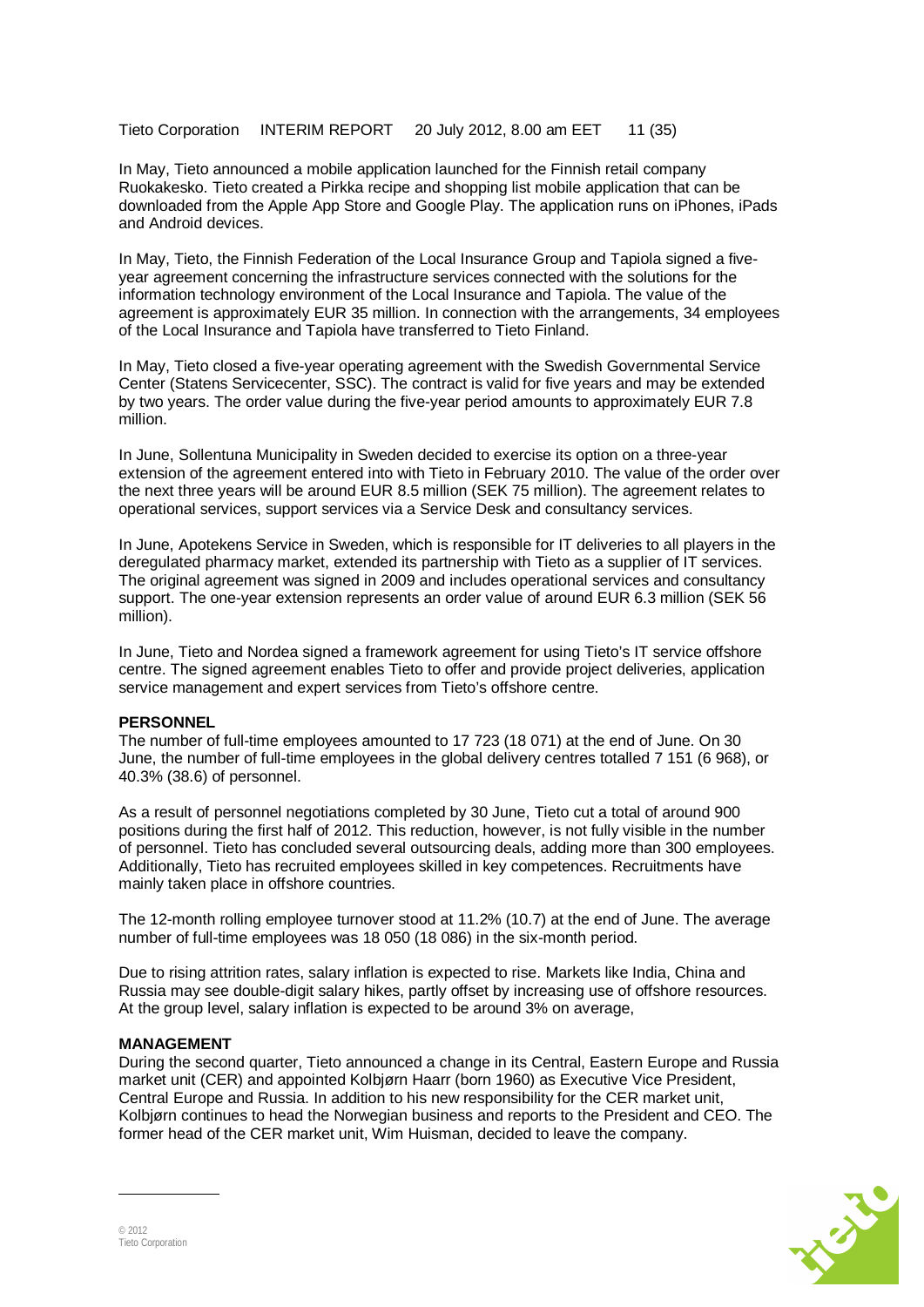In May, Tieto announced a mobile application launched for the Finnish retail company Ruokakesko. Tieto created a Pirkka recipe and shopping list mobile application that can be downloaded from the Apple App Store and Google Play. The application runs on iPhones, iPads and Android devices.

In May, Tieto, the Finnish Federation of the Local Insurance Group and Tapiola signed a five-year agreement concerning the infrastructure services connected with the solutions for the information technology environment of the Local Insurance and Tapiola. The value of the agreement is approximately EUR 35 million. In connection with the arrangements, 34 employees of the Local Insurance and Tapiola have transferred to Tieto Finland.

In May, Tieto closed a five-year operating agreement with the Swedish Governmental Service Center (Statens Servicecenter, SSC). The contract is valid for five years and may be extended by two years. The order value during the five-year period amounts to approximately EUR 7.8 million.

In June, Sollentuna Municipality in Sweden decided to exercise its option on a three-year extension of the agreement entered into with Tieto in February 2010. The value of the order over the next three years will be around EUR 8.5 million (SEK 75 million). The agreement relates to operational services, support services via a Service Desk and consultancy services.

In June, Apotekens Service in Sweden, which is responsible for IT deliveries to all players in the deregulated pharmacy market, extended its partnership with Tieto as a supplier of IT services. The original agreement was signed in 2009 and includes operational services and consultancy support. The one-year extension represents an order value of around EUR 6.3 million (SEK 56 million).

In June, Tieto and Nordea signed a framework agreement for using Tieto's IT service offshore centre. The signed agreement enables Tieto to offer and provide project deliveries, application service management and expert services from Tieto's offshore centre.

**PERSONNEL**

The number of full-time employees amounted to 17 723 (18 071) at the end of June. On 30 June, the number of full-time employees in the global delivery centres totalled 7 151 (6 968), or 40.3% (38.6) of personnel.

As a result of personnel negotiations completed by 30 June, Tieto cut a total of around 900 positions during the first half of 2012. This reduction, however, is not fully visible in the number of personnel. Tieto has concluded several outsourcing deals, adding more than 300 employees. Additionally, Tieto has recruited employees skilled in key competences. Recruitments have mainly taken place in offshore countries.

The 12-month rolling employee turnover stood at 11.2% (10.7) at the end of June. The average number of full-time employees was 18 050 (18 086) in the six-month period.

Due to rising attrition rates, salary inflation is expected to rise. Markets like India, China and Russia may see double-digit salary hikes, partly offset by increasing use of offshore resources. At the group level, salary inflation is expected to be around 3% on average,

**MANAGEMENT**

During the second quarter, Tieto announced a change in its Central, Eastern Europe and Russia market unit (CER) and appointed Kolbjørn Haarr (born 1960) as Executive Vice President, Central Europe and Russia. In addition to his new responsibility for the CER market unit, Kolbjørn continues to head the Norwegian business and reports to the President and CEO. The former head of the CER market unit, Wim Huisman, decided to leave the company.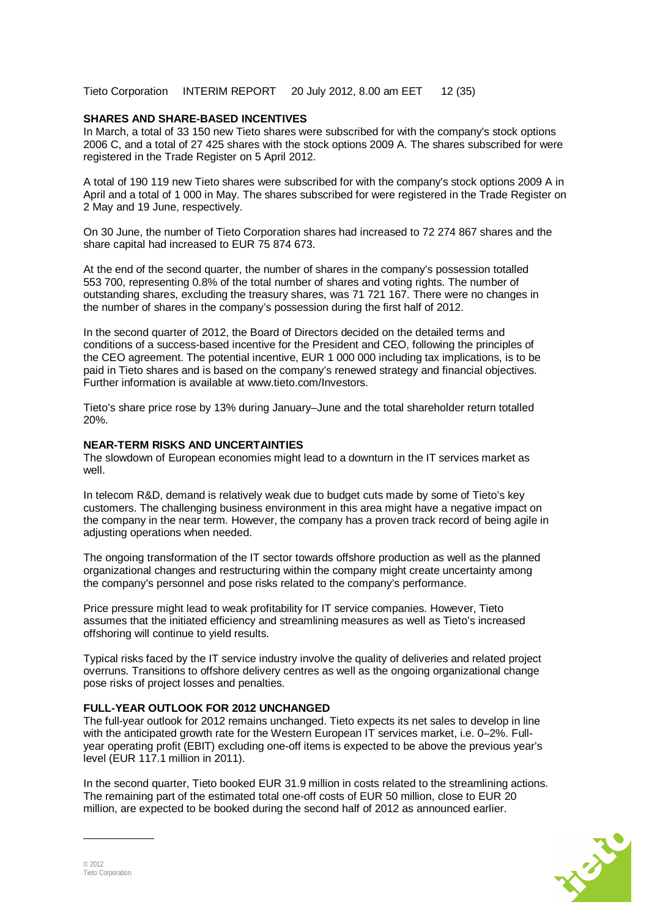## SHARES AND SHARE-BASED INCENTIVES

In March, a total of 33 150 new Tieto shares were subscribed for with the company's stock options 2006 C, and a total of 27 425 shares with the stock options 2009 A. The shares subscribed for were registered in the Trade Register on 5 April 2012.

A total of 190 119 new Tieto shares were subscribed for with the company's stock options 2009 A in April and a total of 1 000 in May. The shares subscribed for were registered in the Trade Register on 2 May and 19 June, respectively.

On 30 June, the number of Tieto Corporation shares had increased to 72 274 867 shares and the share capital had increased to EUR 75 874 673.

At the end of the second quarter, the number of shares in the company's possession totalled 553 700, representing 0.8% of the total number of shares and voting rights. The number of outstanding shares, excluding the treasury shares, was 71 721 167. There were no changes in the number of shares in the company's possession during the first half of 2012.

In the second quarter of 2012, the Board of Directors decided on the detailed terms and conditions of a success-based incentive for the President and CEO, following the principles of the CEO agreement. The potential incentive, EUR 1 000 000 including tax implications, is to be paid in Tieto shares and is based on the company's renewed strategy and financial objectives. Further information is available at www.tieto.com/Investors.

Tieto's share price rose by 13% during January–June and the total shareholder return totalled 20%.

## NEAR-TERM RISKS AND UNCERTAINTIES

The slowdown of European economies might lead to a downturn in the IT services market as well.

In telecom R&D, demand is relatively weak due to budget cuts made by some of Tieto's key customers. The challenging business environment in this area might have a negative impact on the company in the near term. However, the company has a proven track record of being agile in adjusting operations when needed.

The ongoing transformation of the IT sector towards offshore production as well as the planned organizational changes and restructuring within the company might create uncertainty among the company's personnel and pose risks related to the company's performance.

Price pressure might lead to weak profitability for IT service companies. However, Tieto assumes that the initiated efficiency and streamlining measures as well as Tieto's increased offshoring will continue to yield results.

Typical risks faced by the IT service industry involve the quality of deliveries and related project overruns. Transitions to offshore delivery centres as well as the ongoing organizational change pose risks of project losses and penalties.

## FULL-YEAR OUTLOOK FOR 2012 UNCHANGED

The full-year outlook for 2012 remains unchanged. Tieto expects its net sales to develop in line with the anticipated growth rate for the Western European IT services market, i.e. 0–2%. Full-year operating profit (EBIT) excluding one-off items is expected to be above the previous year's level (EUR 117.1 million in 2011).

In the second quarter, Tieto booked EUR 31.9 million in costs related to the streamlining actions. The remaining part of the estimated total one-off costs of EUR 50 million, close to EUR 20 million, are expected to be booked during the second half of 2012 as announced earlier.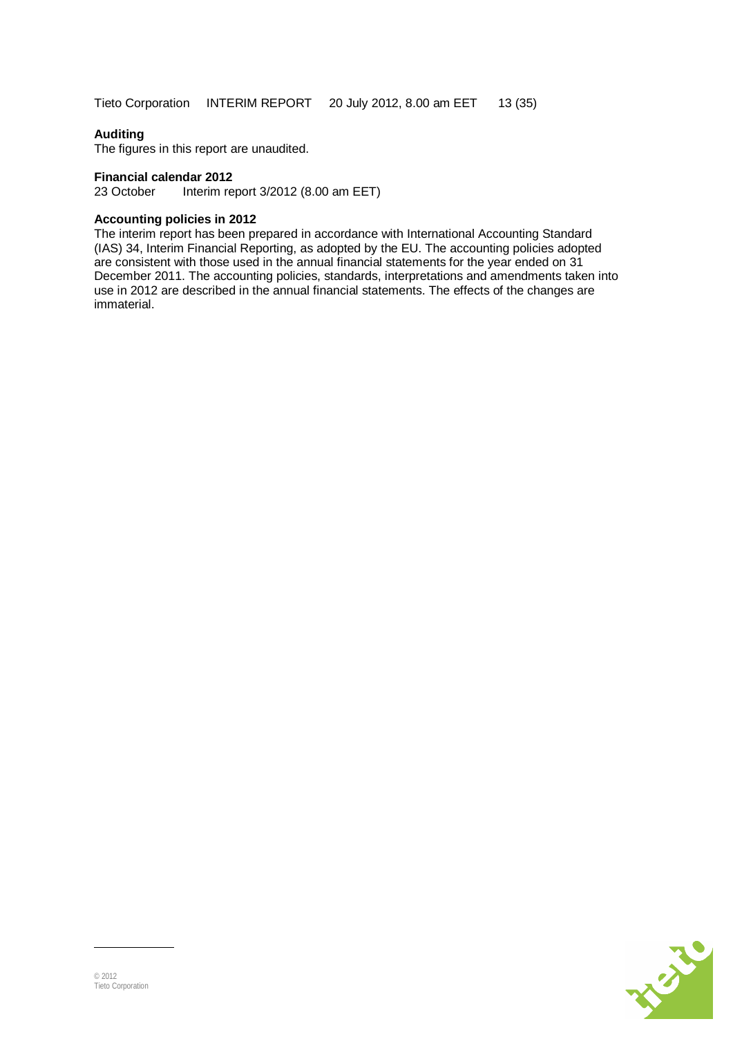### Auditing

The figures in this report are unaudited.

### Financial calendar 2012

23 October Interim report 3/2012 (8.00 am EET)

### Accounting policies in 2012

The interim report has been prepared in accordance with International Accounting Standard (IAS) 34, Interim Financial Reporting, as adopted by the EU. The accounting policies adopted are consistent with those used in the annual financial statements for the year ended on 31 December 2011. The accounting policies, standards, interpretations and amendments taken into use in 2012 are described in the annual financial statements. The effects of the changes are immaterial.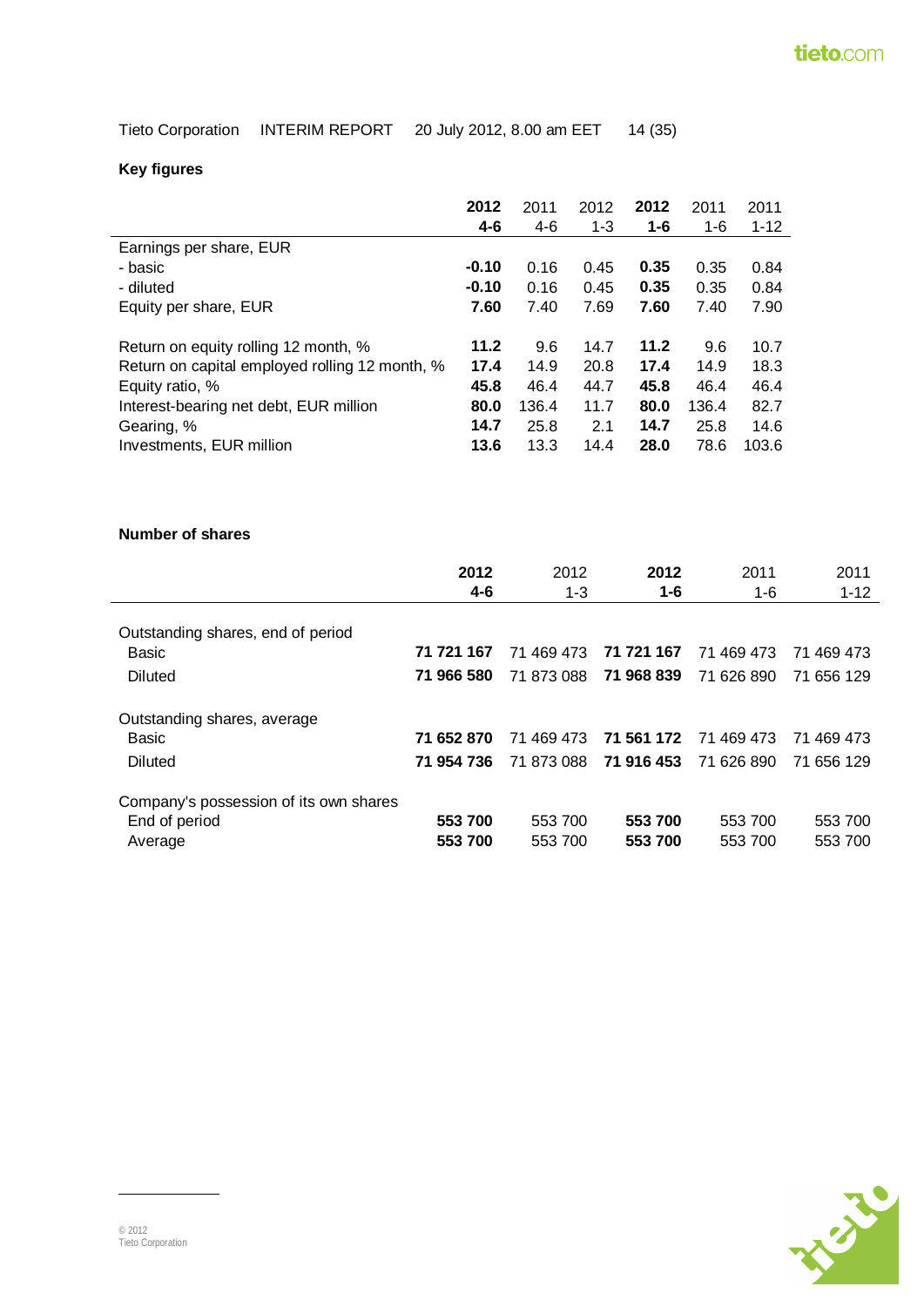## Key figures

| | 2012 4-6 | 2011 4-6 | 2012 1-3 | 2012 1-6 | 2011 1-6 | 2011 1-12 |
|---|---|---|---|---|---|---|
| Earnings per share, EUR | | | | | | |
| - basic | **-0.10** | 0.16 | 0.45 | **0.35** | 0.35 | 0.84 |
| - diluted | **-0.10** | 0.16 | 0.45 | **0.35** | 0.35 | 0.84 |
| Equity per share, EUR | **7.60** | 7.40 | 7.69 | **7.60** | 7.40 | 7.90 |
| | | | | | | |
| Return on equity rolling 12 month, % | **11.2** | 9.6 | 14.7 | **11.2** | 9.6 | 10.7 |
| Return on capital employed rolling 12 month, % | **17.4** | 14.9 | 20.8 | **17.4** | 14.9 | 18.3 |
| Equity ratio, % | **45.8** | 46.4 | 44.7 | **45.8** | 46.4 | 46.4 |
| Interest-bearing net debt, EUR million | **80.0** | 136.4 | 11.7 | **80.0** | 136.4 | 82.7 |
| Gearing, % | **14.7** | 25.8 | 2.1 | **14.7** | 25.8 | 14.6 |
| Investments, EUR million | **13.6** | 13.3 | 14.4 | **28.0** | 78.6 | 103.6 |

## Number of shares

| | 2012 4-6 | 2012 1-3 | 2012 1-6 | 2011 1-6 | 2011 1-12 |
|---|---|---|---|---|---|
| Outstanding shares, end of period | | | | | |
| Basic | **71 721 167** | 71 469 473 | **71 721 167** | 71 469 473 | 71 469 473 |
| Diluted | **71 966 580** | 71 873 088 | **71 968 839** | 71 626 890 | 71 656 129 |
| | | | | | |
| Outstanding shares, average | | | | | |
| Basic | **71 652 870** | 71 469 473 | **71 561 172** | 71 469 473 | 71 469 473 |
| Diluted | **71 954 736** | 71 873 088 | **71 916 453** | 71 626 890 | 71 656 129 |
| | | | | | |
| Company's possession of its own shares | | | | | |
| End of period | **553 700** | 553 700 | **553 700** | 553 700 | 553 700 |
| Average | **553 700** | 553 700 | **553 700** | 553 700 | 553 700 |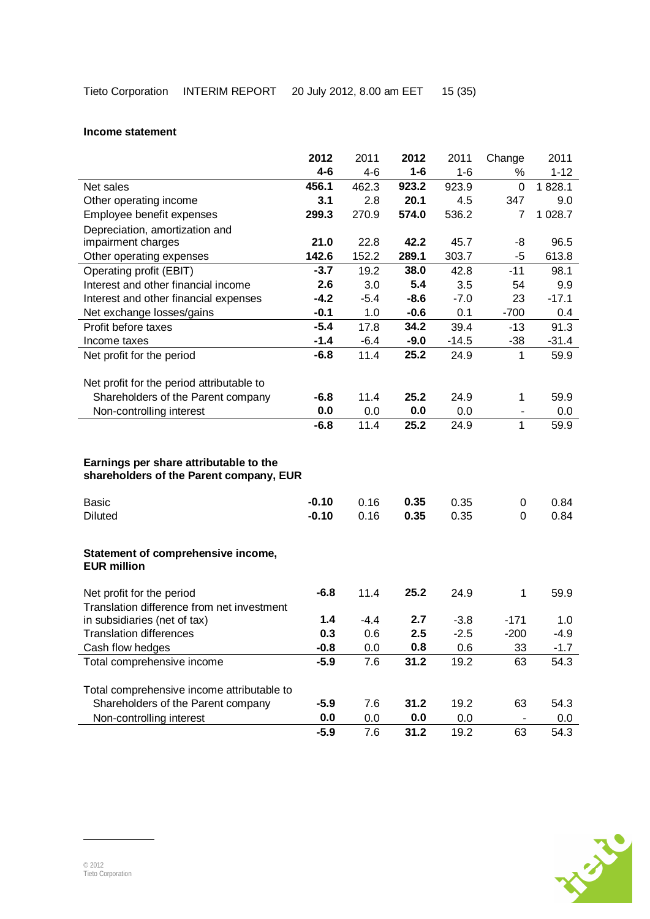### Income statement

| | 2012 4-6 | 2011 4-6 | 2012 1-6 | 2011 1-6 | Change % | 2011 1-12 |
|---|---|---|---|---|---|---|
| Net sales | **456.1** | 462.3 | **923.2** | 923.9 | 0 | 1 828.1 |
| Other operating income | **3.1** | 2.8 | **20.1** | 4.5 | 347 | 9.0 |
| Employee benefit expenses | **299.3** | 270.9 | **574.0** | 536.2 | 7 | 1 028.7 |
| Depreciation, amortization and impairment charges | **21.0** | 22.8 | **42.2** | 45.7 | -8 | 96.5 |
| Other operating expenses | **142.6** | 152.2 | **289.1** | 303.7 | -5 | 613.8 |
| Operating profit (EBIT) | **-3.7** | 19.2 | **38.0** | 42.8 | -11 | 98.1 |
| Interest and other financial income | **2.6** | 3.0 | **5.4** | 3.5 | 54 | 9.9 |
| Interest and other financial expenses | **-4.2** | -5.4 | **-8.6** | -7.0 | 23 | -17.1 |
| Net exchange losses/gains | **-0.1** | 1.0 | **-0.6** | 0.1 | -700 | 0.4 |
| Profit before taxes | **-5.4** | 17.8 | **34.2** | 39.4 | -13 | 91.3 |
| Income taxes | **-1.4** | -6.4 | **-9.0** | -14.5 | -38 | -31.4 |
| Net profit for the period | **-6.8** | 11.4 | **25.2** | 24.9 | 1 | 59.9 |
| | | | | | | |
| Net profit for the period attributable to | | | | | | |
| Shareholders of the Parent company | **-6.8** | 11.4 | **25.2** | 24.9 | 1 | 59.9 |
| Non-controlling interest | **0.0** | 0.0 | **0.0** | 0.0 | - | 0.0 |
| | **-6.8** | 11.4 | **25.2** | 24.9 | 1 | 59.9 |

**Earnings per share attributable to the shareholders of the Parent company, EUR**

| | 2012 4-6 | 2011 4-6 | 2012 1-6 | 2011 1-6 | Change % | 2011 1-12 |
|---|---|---|---|---|---|---|
| Basic | **-0.10** | 0.16 | **0.35** | 0.35 | 0 | 0.84 |
| Diluted | **-0.10** | 0.16 | **0.35** | 0.35 | 0 | 0.84 |

**Statement of comprehensive income, EUR million**

| | 2012 4-6 | 2011 4-6 | 2012 1-6 | 2011 1-6 | Change % | 2011 1-12 |
|---|---|---|---|---|---|---|
| Net profit for the period | **-6.8** | 11.4 | **25.2** | 24.9 | 1 | 59.9 |
| Translation difference from net investment in subsidiaries (net of tax) | **1.4** | -4.4 | **2.7** | -3.8 | -171 | 1.0 |
| Translation differences | **0.3** | 0.6 | **2.5** | -2.5 | -200 | -4.9 |
| Cash flow hedges | **-0.8** | 0.0 | **0.8** | 0.6 | 33 | -1.7 |
| Total comprehensive income | **-5.9** | 7.6 | **31.2** | 19.2 | 63 | 54.3 |
| | | | | | | |
| Total comprehensive income attributable to | | | | | | |
| Shareholders of the Parent company | **-5.9** | 7.6 | **31.2** | 19.2 | 63 | 54.3 |
| Non-controlling interest | **0.0** | 0.0 | **0.0** | 0.0 | - | 0.0 |
| | **-5.9** | 7.6 | **31.2** | 19.2 | 63 | 54.3 |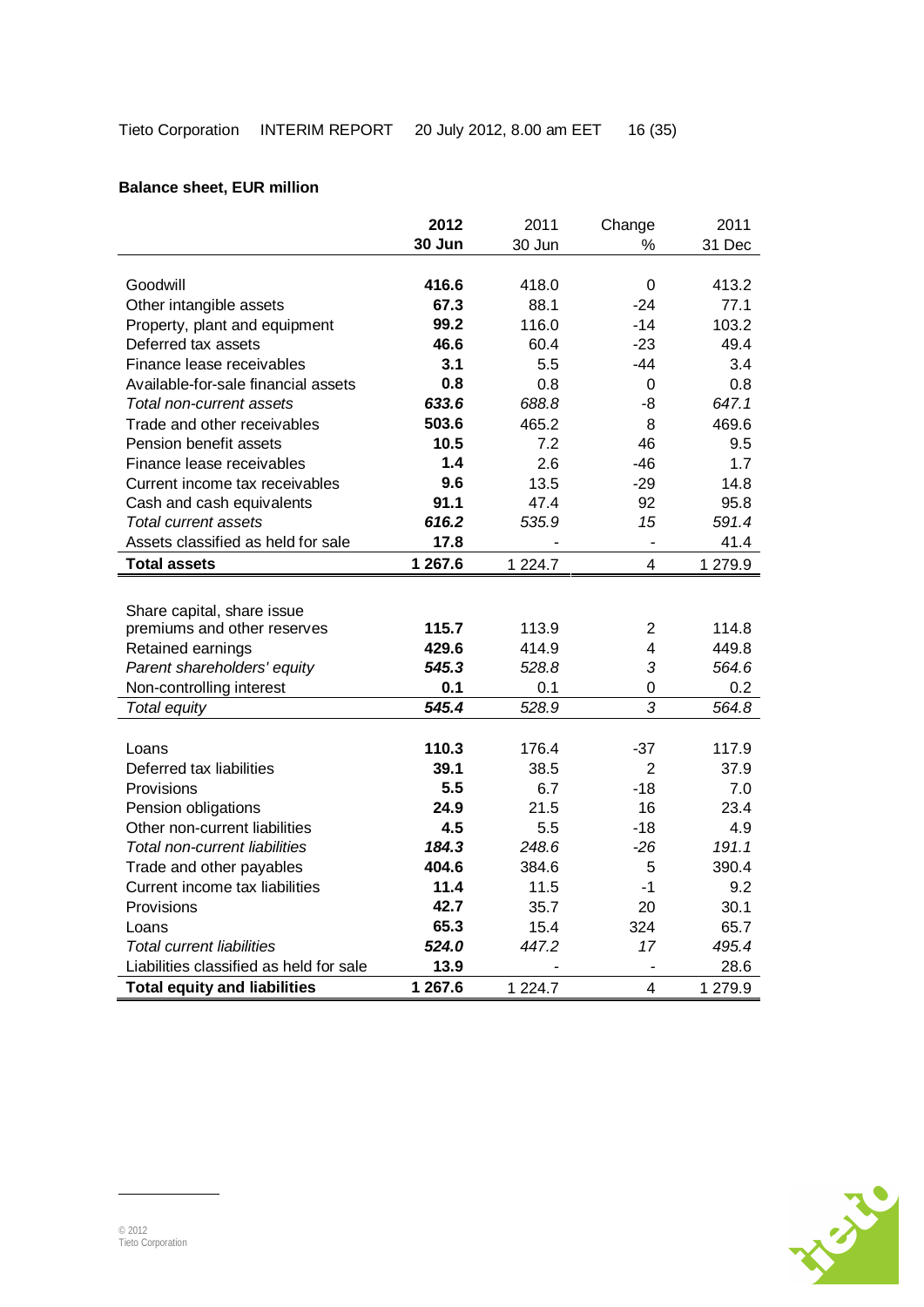**Balance sheet, EUR million**

| | **2012 30 Jun** | 2011 30 Jun | Change % | 2011 31 Dec |
|---|---|---|---|---|
| Goodwill | **416.6** | 418.0 | 0 | 413.2 |
| Other intangible assets | **67.3** | 88.1 | -24 | 77.1 |
| Property, plant and equipment | **99.2** | 116.0 | -14 | 103.2 |
| Deferred tax assets | **46.6** | 60.4 | -23 | 49.4 |
| Finance lease receivables | **3.1** | 5.5 | -44 | 3.4 |
| Available-for-sale financial assets | **0.8** | 0.8 | 0 | 0.8 |
| *Total non-current assets* | ***633.6*** | *688.8* | -8 | *647.1* |
| Trade and other receivables | **503.6** | 465.2 | 8 | 469.6 |
| Pension benefit assets | **10.5** | 7.2 | 46 | 9.5 |
| Finance lease receivables | **1.4** | 2.6 | -46 | 1.7 |
| Current income tax receivables | **9.6** | 13.5 | -29 | 14.8 |
| Cash and cash equivalents | **91.1** | 47.4 | 92 | 95.8 |
| *Total current assets* | ***616.2*** | *535.9* | *15* | *591.4* |
| Assets classified as held for sale | **17.8** | - | - | 41.4 |
| **Total assets** | **1 267.6** | 1 224.7 | 4 | 1 279.9 |
| | | | | |
| Share capital, share issue premiums and other reserves | **115.7** | 113.9 | 2 | 114.8 |
| Retained earnings | **429.6** | 414.9 | 4 | 449.8 |
| *Parent shareholders' equity* | ***545.3*** | *528.8* | *3* | *564.6* |
| Non-controlling interest | **0.1** | 0.1 | 0 | 0.2 |
| *Total equity* | ***545.4*** | *528.9* | *3* | *564.8* |
| | | | | |
| Loans | **110.3** | 176.4 | -37 | 117.9 |
| Deferred tax liabilities | **39.1** | 38.5 | 2 | 37.9 |
| Provisions | **5.5** | 6.7 | -18 | 7.0 |
| Pension obligations | **24.9** | 21.5 | 16 | 23.4 |
| Other non-current liabilities | **4.5** | 5.5 | -18 | 4.9 |
| *Total non-current liabilities* | ***184.3*** | *248.6* | *-26* | *191.1* |
| Trade and other payables | **404.6** | 384.6 | 5 | 390.4 |
| Current income tax liabilities | **11.4** | 11.5 | -1 | 9.2 |
| Provisions | **42.7** | 35.7 | 20 | 30.1 |
| Loans | **65.3** | 15.4 | 324 | 65.7 |
| *Total current liabilities* | ***524.0*** | *447.2* | *17* | *495.4* |
| Liabilities classified as held for sale | **13.9** | - | - | 28.6 |
| **Total equity and liabilities** | **1 267.6** | 1 224.7 | 4 | 1 279.9 |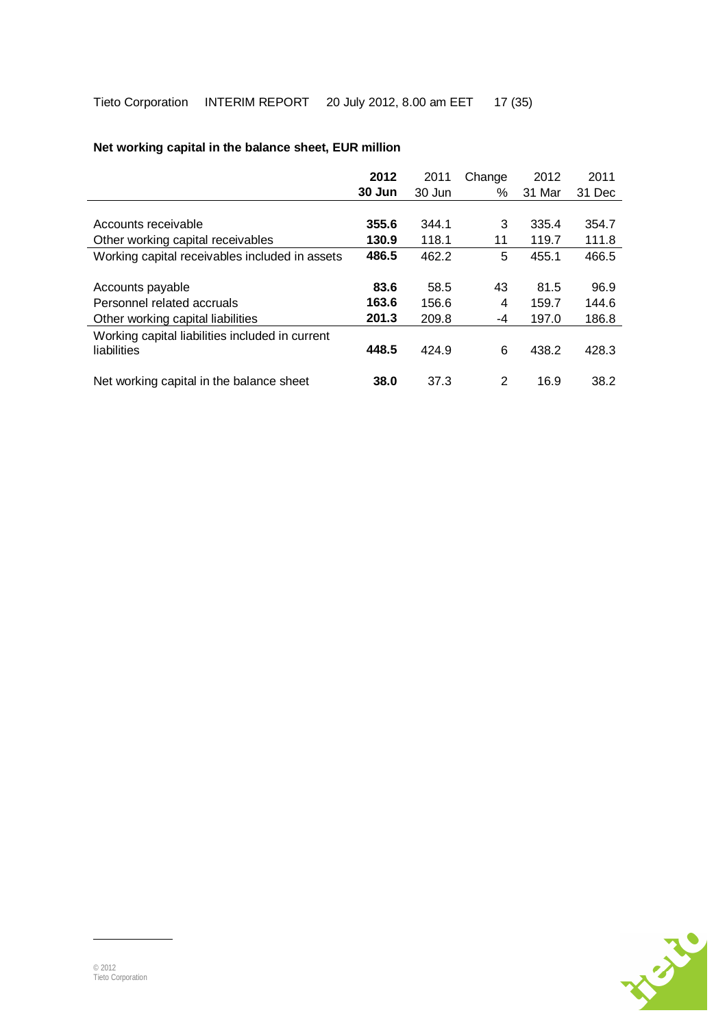**Net working capital in the balance sheet, EUR million**

| | **2012 30 Jun** | 2011 30 Jun | Change % | 2012 31 Mar | 2011 31 Dec |
|---|---|---|---|---|---|
| Accounts receivable | **355.6** | 344.1 | 3 | 335.4 | 354.7 |
| Other working capital receivables | **130.9** | 118.1 | 11 | 119.7 | 111.8 |
| Working capital receivables included in assets | **486.5** | 462.2 | 5 | 455.1 | 466.5 |
| Accounts payable | **83.6** | 58.5 | 43 | 81.5 | 96.9 |
| Personnel related accruals | **163.6** | 156.6 | 4 | 159.7 | 144.6 |
| Other working capital liabilities | **201.3** | 209.8 | -4 | 197.0 | 186.8 |
| Working capital liabilities included in current liabilities | **448.5** | 424.9 | 6 | 438.2 | 428.3 |
| Net working capital in the balance sheet | **38.0** | 37.3 | 2 | 16.9 | 38.2 |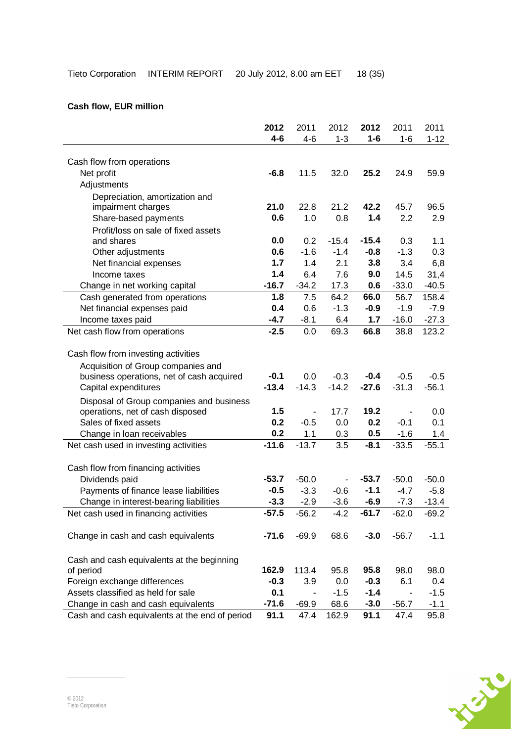**Cash flow, EUR million**

| | **2012 4-6** | 2011 4-6 | 2012 1-3 | **2012 1-6** | 2011 1-6 | 2011 1-12 |
|---|---|---|---|---|---|---|
| Cash flow from operations | | | | | | |
| Net profit | **-6.8** | 11.5 | 32.0 | **25.2** | 24.9 | 59.9 |
| Adjustments | | | | | | |
| Depreciation, amortization and impairment charges | **21.0** | 22.8 | 21.2 | **42.2** | 45.7 | 96.5 |
| Share-based payments | **0.6** | 1.0 | 0.8 | **1.4** | 2.2 | 2.9 |
| Profit/loss on sale of fixed assets and shares | **0.0** | 0.2 | -15.4 | **-15.4** | 0.3 | 1.1 |
| Other adjustments | **0.6** | -1.6 | -1.4 | **-0.8** | -1.3 | 0.3 |
| Net financial expenses | **1.7** | 1.4 | 2.1 | **3.8** | 3.4 | 6,8 |
| Income taxes | **1.4** | 6.4 | 7.6 | **9.0** | 14.5 | 31,4 |
| Change in net working capital | **-16.7** | -34.2 | 17.3 | **0.6** | -33.0 | -40.5 |
| Cash generated from operations | **1.8** | 7.5 | 64.2 | **66.0** | 56.7 | 158.4 |
| Net financial expenses paid | **0.4** | 0.6 | -1.3 | **-0.9** | -1.9 | -7.9 |
| Income taxes paid | **-4.7** | -8.1 | 6.4 | **1.7** | -16.0 | -27.3 |
| Net cash flow from operations | **-2.5** | 0.0 | 69.3 | **66.8** | 38.8 | 123.2 |
| | | | | | | |
| Cash flow from investing activities | | | | | | |
| Acquisition of Group companies and business operations, net of cash acquired | **-0.1** | 0.0 | -0.3 | **-0.4** | -0.5 | -0.5 |
| Capital expenditures | **-13.4** | -14.3 | -14.2 | **-27.6** | -31.3 | -56.1 |
| Disposal of Group companies and business operations, net of cash disposed | **1.5** | - | 17.7 | **19.2** | - | 0.0 |
| Sales of fixed assets | **0.2** | -0.5 | 0.0 | **0.2** | -0.1 | 0.1 |
| Change in loan receivables | **0.2** | 1.1 | 0.3 | **0.5** | -1.6 | 1.4 |
| Net cash used in investing activities | **-11.6** | -13.7 | 3.5 | **-8.1** | -33.5 | -55.1 |
| | | | | | | |
| Cash flow from financing activities | | | | | | |
| Dividends paid | **-53.7** | -50.0 | - | **-53.7** | -50.0 | -50.0 |
| Payments of finance lease liabilities | **-0.5** | -3.3 | -0.6 | **-1.1** | -4.7 | -5.8 |
| Change in interest-bearing liabilities | **-3.3** | -2.9 | -3.6 | **-6.9** | -7.3 | -13.4 |
| Net cash used in financing activities | **-57.5** | -56.2 | -4.2 | **-61.7** | -62.0 | -69.2 |
| | | | | | | |
| Change in cash and cash equivalents | **-71.6** | -69.9 | 68.6 | **-3.0** | -56.7 | -1.1 |
| | | | | | | |
| Cash and cash equivalents at the beginning of period | **162.9** | 113.4 | 95.8 | **95.8** | 98.0 | 98.0 |
| Foreign exchange differences | **-0.3** | 3.9 | 0.0 | **-0.3** | 6.1 | 0.4 |
| Assets classified as held for sale | **0.1** | - | -1.5 | **-1.4** | - | -1.5 |
| Change in cash and cash equivalents | **-71.6** | -69.9 | 68.6 | **-3.0** | -56.7 | -1.1 |
| Cash and cash equivalents at the end of period | **91.1** | 47.4 | 162.9 | **91.1** | 47.4 | 95.8 |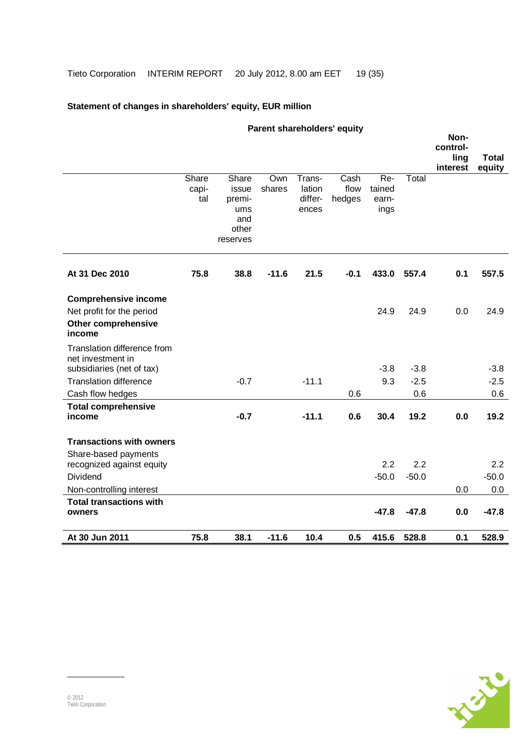## Statement of changes in shareholders' equity, EUR million

| | Parent shareholders' equity | | | | | | | Non-controlling interest | Total equity |
|---|---|---|---|---|---|---|---|---|---|
| | Share capital | Share issue premiums and other reserves | Own shares | Translation differences | Cash flow hedges | Retained earnings | Total | | |
| **At 31 Dec 2010** | **75.8** | **38.8** | **-11.6** | **21.5** | **-0.1** | **433.0** | **557.4** | **0.1** | **557.5** |
| **Comprehensive income** | | | | | | | | | |
| Net profit for the period | | | | | | 24.9 | 24.9 | 0.0 | 24.9 |
| **Other comprehensive income** | | | | | | | | | |
| Translation difference from net investment in subsidiaries (net of tax) | | | | | | -3.8 | -3.8 | | -3.8 |
| Translation difference | | -0.7 | | -11.1 | | 9.3 | -2.5 | | -2.5 |
| Cash flow hedges | | | | | 0.6 | | 0.6 | | 0.6 |
| **Total comprehensive income** | | **-0.7** | | **-11.1** | **0.6** | **30.4** | **19.2** | **0.0** | **19.2** |
| **Transactions with owners** | | | | | | | | | |
| Share-based payments recognized against equity | | | | | | 2.2 | 2.2 | | 2.2 |
| Dividend | | | | | | -50.0 | -50.0 | | -50.0 |
| Non-controlling interest | | | | | | | | 0.0 | 0.0 |
| **Total transactions with owners** | | | | | | **-47.8** | **-47.8** | **0.0** | **-47.8** |
| **At 30 Jun 2011** | **75.8** | **38.1** | **-11.6** | **10.4** | **0.5** | **415.6** | **528.8** | **0.1** | **528.9** |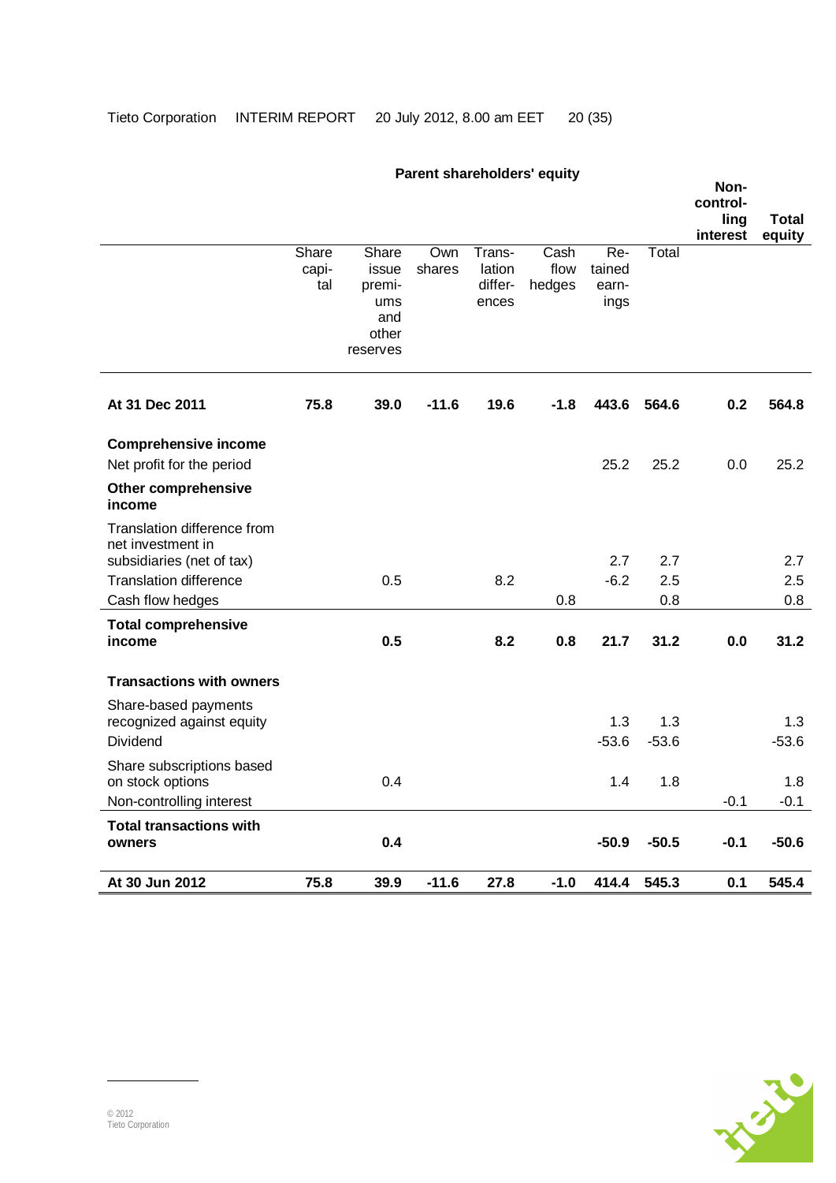| | Parent shareholders' equity | | | | | | | Non-controlling interest | Total equity |
|---|---|---|---|---|---|---|---|---|---|
| | Share capital | Share issue premiums and other reserves | Own shares | Translation differences | Cash flow hedges | Retained earnings | Total | | |
| **At 31 Dec 2011** | **75.8** | **39.0** | **-11.6** | **19.6** | **-1.8** | **443.6** | **564.6** | **0.2** | **564.8** |
| **Comprehensive income** | | | | | | | | | |
| Net profit for the period | | | | | | 25.2 | 25.2 | 0.0 | 25.2 |
| **Other comprehensive income** | | | | | | | | | |
| Translation difference from net investment in subsidiaries (net of tax) | | | | | | 2.7 | 2.7 | | 2.7 |
| Translation difference | | 0.5 | | 8.2 | | -6.2 | 2.5 | | 2.5 |
| Cash flow hedges | | | | | 0.8 | | 0.8 | | 0.8 |
| **Total comprehensive income** | | **0.5** | | **8.2** | **0.8** | **21.7** | **31.2** | **0.0** | **31.2** |
| **Transactions with owners** | | | | | | | | | |
| Share-based payments recognized against equity | | | | | | 1.3 | 1.3 | | 1.3 |
| Dividend | | | | | | -53.6 | -53.6 | | -53.6 |
| Share subscriptions based on stock options | | 0.4 | | | | 1.4 | 1.8 | | 1.8 |
| Non-controlling interest | | | | | | | | -0.1 | -0.1 |
| **Total transactions with owners** | | **0.4** | | | | **-50.9** | **-50.5** | **-0.1** | **-50.6** |
| **At 30 Jun 2012** | **75.8** | **39.9** | **-11.6** | **27.8** | **-1.0** | **414.4** | **545.3** | **0.1** | **545.4** |

© 2012
Tieto Corporation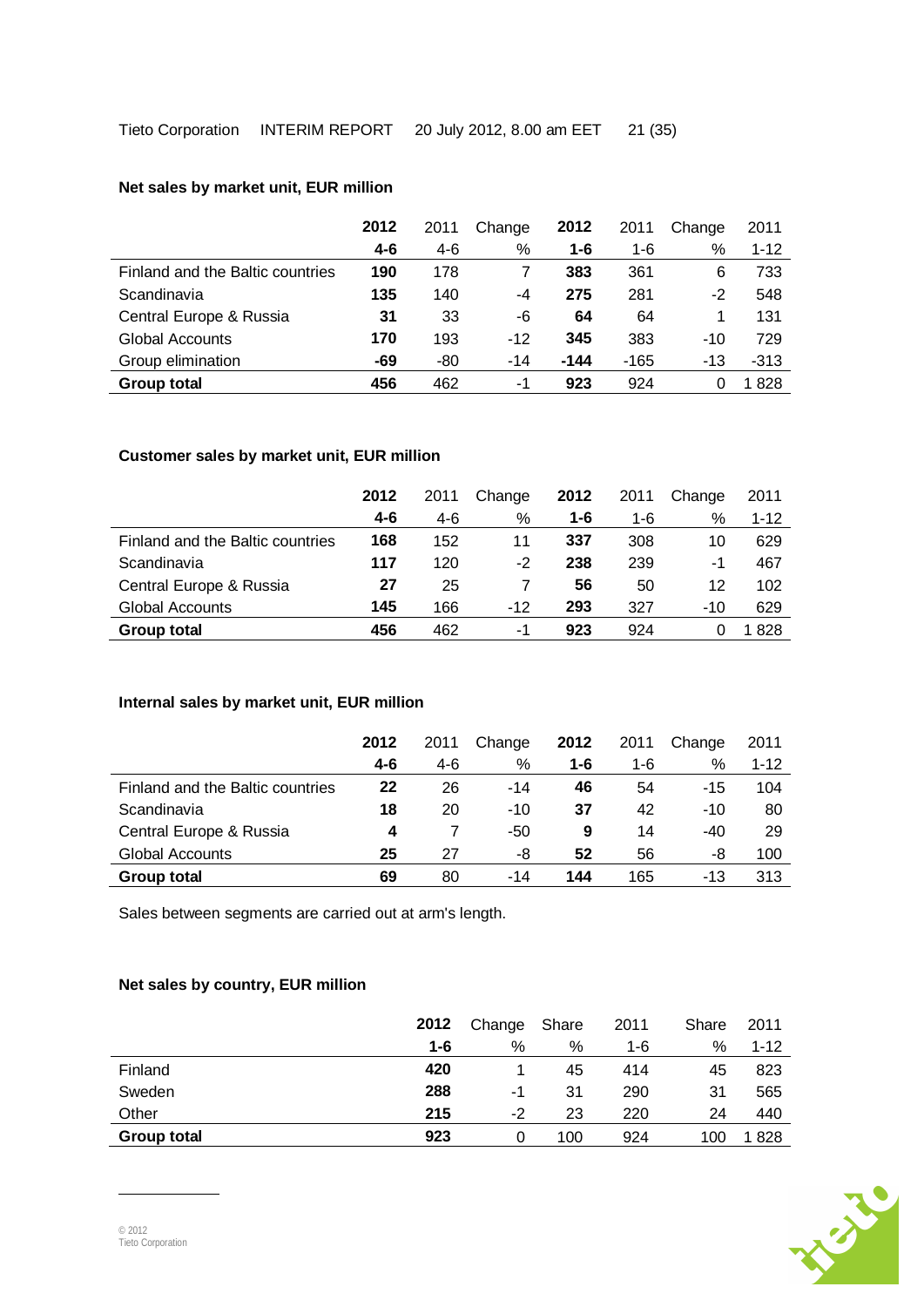**Net sales by market unit, EUR million**

| | 2012 | 2011 | Change | 2012 | 2011 | Change | 2011 |
|---|---|---|---|---|---|---|---|
| | **4-6** | 4-6 | % | **1-6** | 1-6 | % | 1-12 |
| Finland and the Baltic countries | **190** | 178 | 7 | **383** | 361 | 6 | 733 |
| Scandinavia | **135** | 140 | -4 | **275** | 281 | -2 | 548 |
| Central Europe & Russia | **31** | 33 | -6 | **64** | 64 | 1 | 131 |
| Global Accounts | **170** | 193 | -12 | **345** | 383 | -10 | 729 |
| Group elimination | **-69** | -80 | -14 | **-144** | -165 | -13 | -313 |
| **Group total** | **456** | 462 | -1 | **923** | 924 | 0 | 1 828 |

**Customer sales by market unit, EUR million**

| | 2012 | 2011 | Change | 2012 | 2011 | Change | 2011 |
|---|---|---|---|---|---|---|---|
| | **4-6** | 4-6 | % | **1-6** | 1-6 | % | 1-12 |
| Finland and the Baltic countries | **168** | 152 | 11 | **337** | 308 | 10 | 629 |
| Scandinavia | **117** | 120 | -2 | **238** | 239 | -1 | 467 |
| Central Europe & Russia | **27** | 25 | 7 | **56** | 50 | 12 | 102 |
| Global Accounts | **145** | 166 | -12 | **293** | 327 | -10 | 629 |
| **Group total** | **456** | 462 | -1 | **923** | 924 | 0 | 1 828 |

**Internal sales by market unit, EUR million**

| | 2012 | 2011 | Change | 2012 | 2011 | Change | 2011 |
|---|---|---|---|---|---|---|---|
| | **4-6** | 4-6 | % | **1-6** | 1-6 | % | 1-12 |
| Finland and the Baltic countries | **22** | 26 | -14 | **46** | 54 | -15 | 104 |
| Scandinavia | **18** | 20 | -10 | **37** | 42 | -10 | 80 |
| Central Europe & Russia | **4** | 7 | -50 | **9** | 14 | -40 | 29 |
| Global Accounts | **25** | 27 | -8 | **52** | 56 | -8 | 100 |
| **Group total** | **69** | 80 | -14 | **144** | 165 | -13 | 313 |

Sales between segments are carried out at arm's length.

**Net sales by country, EUR million**

| | 2012 | Change | Share | 2011 | Share | 2011 |
|---|---|---|---|---|---|---|
| | **1-6** | % | % | 1-6 | % | 1-12 |
| Finland | **420** | 1 | 45 | 414 | 45 | 823 |
| Sweden | **288** | -1 | 31 | 290 | 31 | 565 |
| Other | **215** | -2 | 23 | 220 | 24 | 440 |
| **Group total** | **923** | 0 | 100 | 924 | 100 | 1 828 |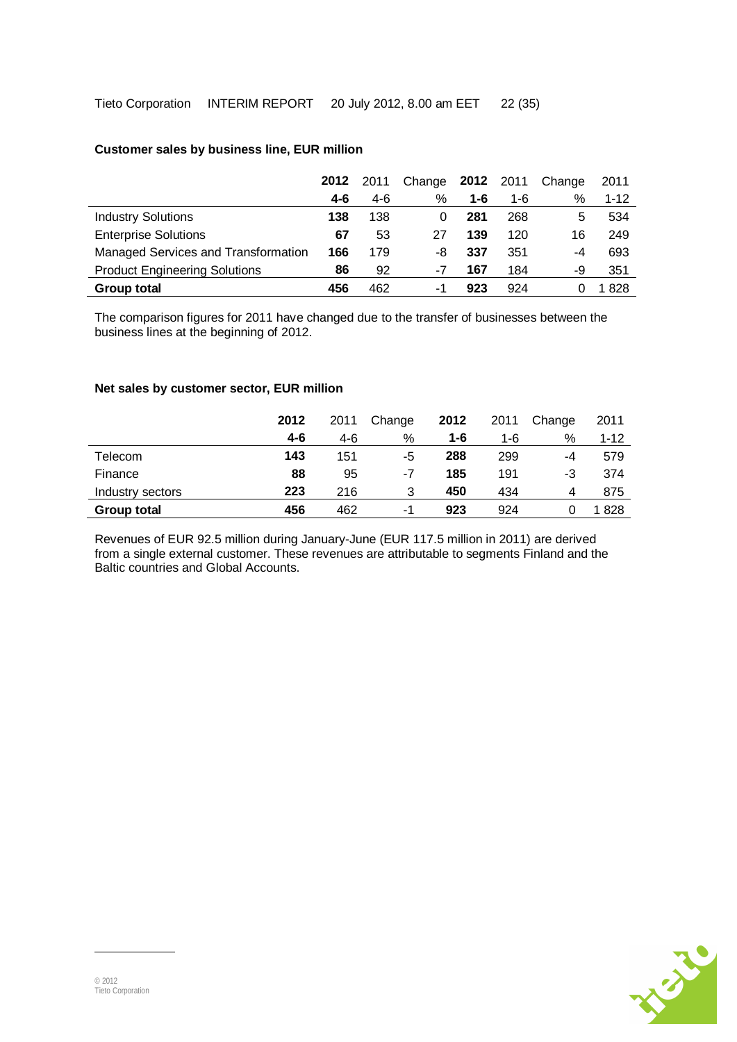**Customer sales by business line, EUR million**

| | 2012 | 2011 | Change | 2012 | 2011 | Change | 2011 |
|---|---|---|---|---|---|---|---|
| | 4-6 | 4-6 | % | 1-6 | 1-6 | % | 1-12 |
| Industry Solutions | **138** | 138 | 0 | **281** | 268 | 5 | 534 |
| Enterprise Solutions | **67** | 53 | 27 | **139** | 120 | 16 | 249 |
| Managed Services and Transformation | **166** | 179 | -8 | **337** | 351 | -4 | 693 |
| Product Engineering Solutions | **86** | 92 | -7 | **167** | 184 | -9 | 351 |
| **Group total** | **456** | 462 | -1 | **923** | 924 | 0 | 1 828 |

The comparison figures for 2011 have changed due to the transfer of businesses between the business lines at the beginning of 2012.

**Net sales by customer sector, EUR million**

| | 2012 | 2011 | Change | 2012 | 2011 | Change | 2011 |
|---|---|---|---|---|---|---|---|
| | 4-6 | 4-6 | % | 1-6 | 1-6 | % | 1-12 |
| Telecom | **143** | 151 | -5 | **288** | 299 | -4 | 579 |
| Finance | **88** | 95 | -7 | **185** | 191 | -3 | 374 |
| Industry sectors | **223** | 216 | 3 | **450** | 434 | 4 | 875 |
| **Group total** | **456** | 462 | -1 | **923** | 924 | 0 | 1 828 |

Revenues of EUR 92.5 million during January-June (EUR 117.5 million in 2011) are derived from a single external customer. These revenues are attributable to segments Finland and the Baltic countries and Global Accounts.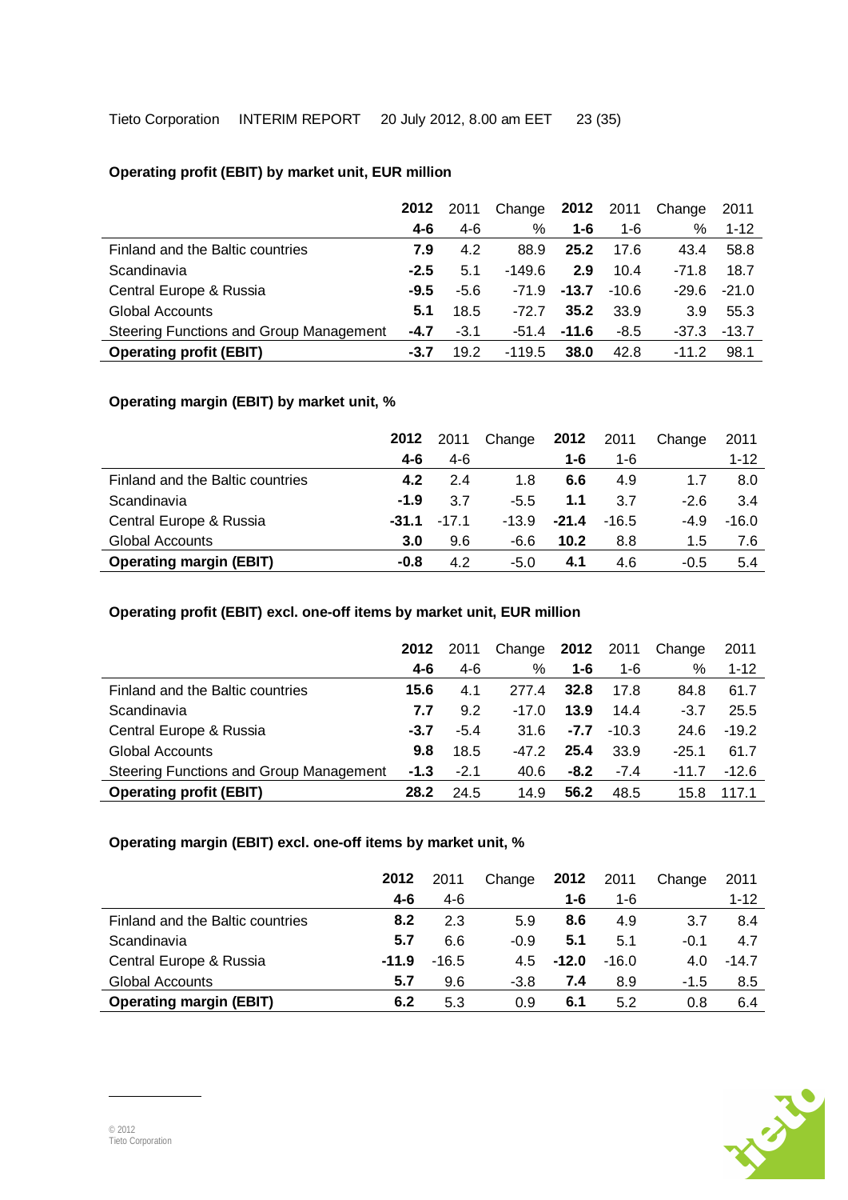**Operating profit (EBIT) by market unit, EUR million**

| | 2012 | 2011 | Change | 2012 | 2011 | Change | 2011 |
|---|---|---|---|---|---|---|---|
| | 4-6 | 4-6 | % | 1-6 | 1-6 | % | 1-12 |
| Finland and the Baltic countries | **7.9** | 4.2 | 88.9 | **25.2** | 17.6 | 43.4 | 58.8 |
| Scandinavia | **-2.5** | 5.1 | -149.6 | **2.9** | 10.4 | -71.8 | 18.7 |
| Central Europe & Russia | **-9.5** | -5.6 | -71.9 | **-13.7** | -10.6 | -29.6 | -21.0 |
| Global Accounts | **5.1** | 18.5 | -72.7 | **35.2** | 33.9 | 3.9 | 55.3 |
| Steering Functions and Group Management | **-4.7** | -3.1 | -51.4 | **-11.6** | -8.5 | -37.3 | -13.7 |
| **Operating profit (EBIT)** | **-3.7** | 19.2 | -119.5 | **38.0** | 42.8 | -11.2 | 98.1 |

**Operating margin (EBIT) by market unit, %**

| | 2012 | 2011 | Change | 2012 | 2011 | Change | 2011 |
|---|---|---|---|---|---|---|---|
| | 4-6 | 4-6 | | 1-6 | 1-6 | | 1-12 |
| Finland and the Baltic countries | **4.2** | 2.4 | 1.8 | **6.6** | 4.9 | 1.7 | 8.0 |
| Scandinavia | **-1.9** | 3.7 | -5.5 | **1.1** | 3.7 | -2.6 | 3.4 |
| Central Europe & Russia | **-31.1** | -17.1 | -13.9 | **-21.4** | -16.5 | -4.9 | -16.0 |
| Global Accounts | **3.0** | 9.6 | -6.6 | **10.2** | 8.8 | 1.5 | 7.6 |
| **Operating margin (EBIT)** | **-0.8** | 4.2 | -5.0 | **4.1** | 4.6 | -0.5 | 5.4 |

**Operating profit (EBIT) excl. one-off items by market unit, EUR million**

| | 2012 | 2011 | Change | 2012 | 2011 | Change | 2011 |
|---|---|---|---|---|---|---|---|
| | 4-6 | 4-6 | % | 1-6 | 1-6 | % | 1-12 |
| Finland and the Baltic countries | **15.6** | 4.1 | 277.4 | **32.8** | 17.8 | 84.8 | 61.7 |
| Scandinavia | **7.7** | 9.2 | -17.0 | **13.9** | 14.4 | -3.7 | 25.5 |
| Central Europe & Russia | **-3.7** | -5.4 | 31.6 | **-7.7** | -10.3 | 24.6 | -19.2 |
| Global Accounts | **9.8** | 18.5 | -47.2 | **25.4** | 33.9 | -25.1 | 61.7 |
| Steering Functions and Group Management | **-1.3** | -2.1 | 40.6 | **-8.2** | -7.4 | -11.7 | -12.6 |
| **Operating profit (EBIT)** | **28.2** | 24.5 | 14.9 | **56.2** | 48.5 | 15.8 | 117.1 |

**Operating margin (EBIT) excl. one-off items by market unit, %**

| | 2012 | 2011 | Change | 2012 | 2011 | Change | 2011 |
|---|---|---|---|---|---|---|---|
| | 4-6 | 4-6 | | 1-6 | 1-6 | | 1-12 |
| Finland and the Baltic countries | **8.2** | 2.3 | 5.9 | **8.6** | 4.9 | 3.7 | 8.4 |
| Scandinavia | **5.7** | 6.6 | -0.9 | **5.1** | 5.1 | -0.1 | 4.7 |
| Central Europe & Russia | **-11.9** | -16.5 | 4.5 | **-12.0** | -16.0 | 4.0 | -14.7 |
| Global Accounts | **5.7** | 9.6 | -3.8 | **7.4** | 8.9 | -1.5 | 8.5 |
| **Operating margin (EBIT)** | **6.2** | 5.3 | 0.9 | **6.1** | 5.2 | 0.8 | 6.4 |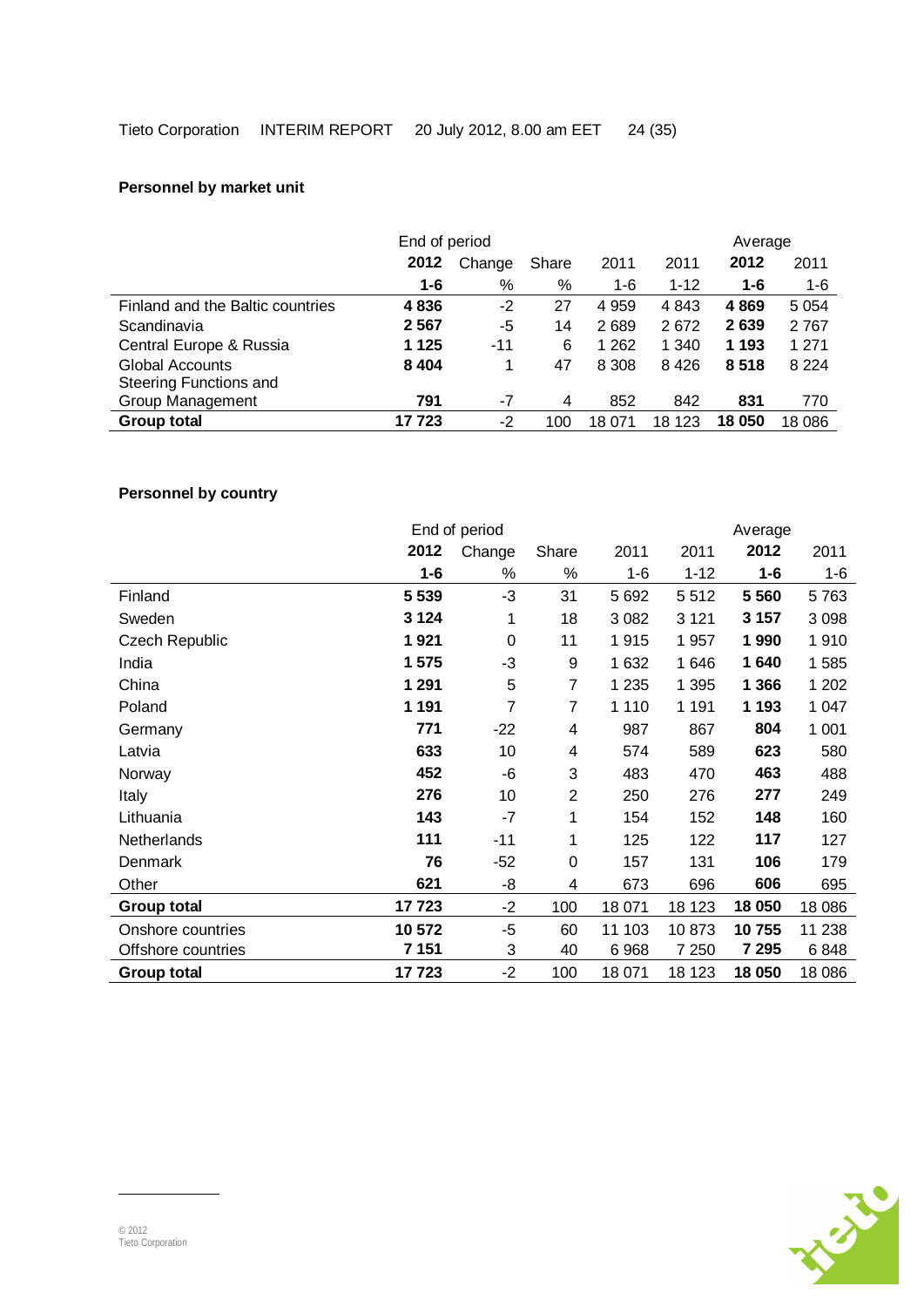**Personnel by market unit**

| | End of period | | | | | Average | |
|---|---|---|---|---|---|---|---|
| | **2012** | Change | Share | 2011 | 2011 | **2012** | 2011 |
| | **1-6** | % | % | 1-6 | 1-12 | **1-6** | 1-6 |
| Finland and the Baltic countries | **4 836** | -2 | 27 | 4 959 | 4 843 | **4 869** | 5 054 |
| Scandinavia | **2 567** | -5 | 14 | 2 689 | 2 672 | **2 639** | 2 767 |
| Central Europe & Russia | **1 125** | -11 | 6 | 1 262 | 1 340 | **1 193** | 1 271 |
| Global Accounts | **8 404** | 1 | 47 | 8 308 | 8 426 | **8 518** | 8 224 |
| Steering Functions and Group Management | **791** | -7 | 4 | 852 | 842 | **831** | 770 |
| **Group total** | **17 723** | -2 | 100 | 18 071 | 18 123 | **18 050** | 18 086 |

**Personnel by country**

| | End of period | | | | | Average | |
|---|---|---|---|---|---|---|---|
| | **2012** | Change | Share | 2011 | 2011 | **2012** | 2011 |
| | **1-6** | % | % | 1-6 | 1-12 | **1-6** | 1-6 |
| Finland | **5 539** | -3 | 31 | 5 692 | 5 512 | **5 560** | 5 763 |
| Sweden | **3 124** | 1 | 18 | 3 082 | 3 121 | **3 157** | 3 098 |
| Czech Republic | **1 921** | 0 | 11 | 1 915 | 1 957 | **1 990** | 1 910 |
| India | **1 575** | -3 | 9 | 1 632 | 1 646 | **1 640** | 1 585 |
| China | **1 291** | 5 | 7 | 1 235 | 1 395 | **1 366** | 1 202 |
| Poland | **1 191** | 7 | 7 | 1 110 | 1 191 | **1 193** | 1 047 |
| Germany | **771** | -22 | 4 | 987 | 867 | **804** | 1 001 |
| Latvia | **633** | 10 | 4 | 574 | 589 | **623** | 580 |
| Norway | **452** | -6 | 3 | 483 | 470 | **463** | 488 |
| Italy | **276** | 10 | 2 | 250 | 276 | **277** | 249 |
| Lithuania | **143** | -7 | 1 | 154 | 152 | **148** | 160 |
| Netherlands | **111** | -11 | 1 | 125 | 122 | **117** | 127 |
| Denmark | **76** | -52 | 0 | 157 | 131 | **106** | 179 |
| Other | **621** | -8 | 4 | 673 | 696 | **606** | 695 |
| **Group total** | **17 723** | -2 | 100 | 18 071 | 18 123 | **18 050** | 18 086 |
| Onshore countries | **10 572** | -5 | 60 | 11 103 | 10 873 | **10 755** | 11 238 |
| Offshore countries | **7 151** | 3 | 40 | 6 968 | 7 250 | **7 295** | 6 848 |
| **Group total** | **17 723** | -2 | 100 | 18 071 | 18 123 | **18 050** | 18 086 |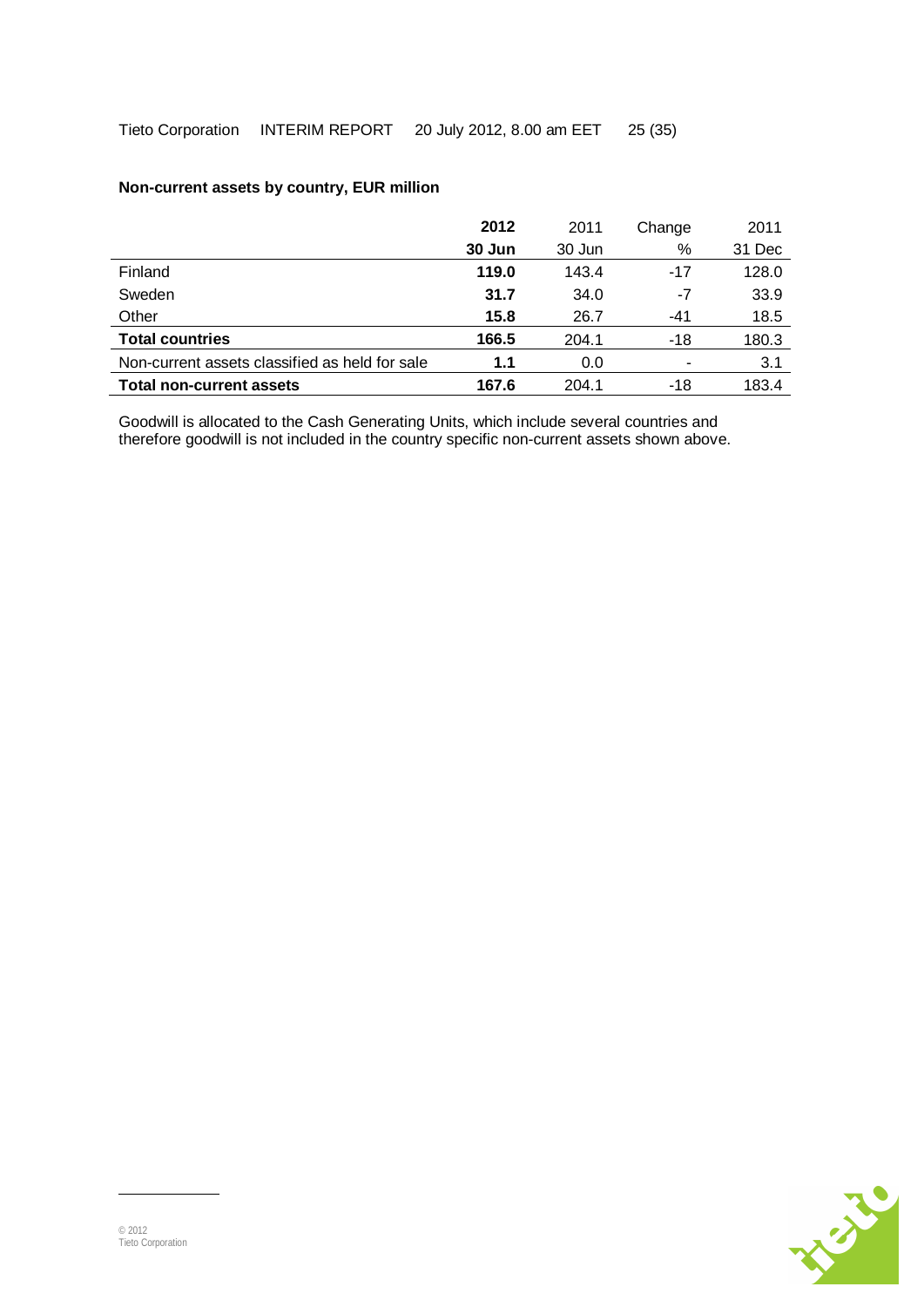**Non-current assets by country, EUR million**

| | **2012** | 2011 | Change | 2011 |
|---|---|---|---|---|
| | **30 Jun** | 30 Jun | % | 31 Dec |
| Finland | **119.0** | 143.4 | -17 | 128.0 |
| Sweden | **31.7** | 34.0 | -7 | 33.9 |
| Other | **15.8** | 26.7 | -41 | 18.5 |
| **Total countries** | **166.5** | 204.1 | -18 | 180.3 |
| Non-current assets classified as held for sale | **1.1** | 0.0 | - | 3.1 |
| **Total non-current assets** | **167.6** | 204.1 | -18 | 183.4 |

Goodwill is allocated to the Cash Generating Units, which include several countries and therefore goodwill is not included in the country specific non-current assets shown above.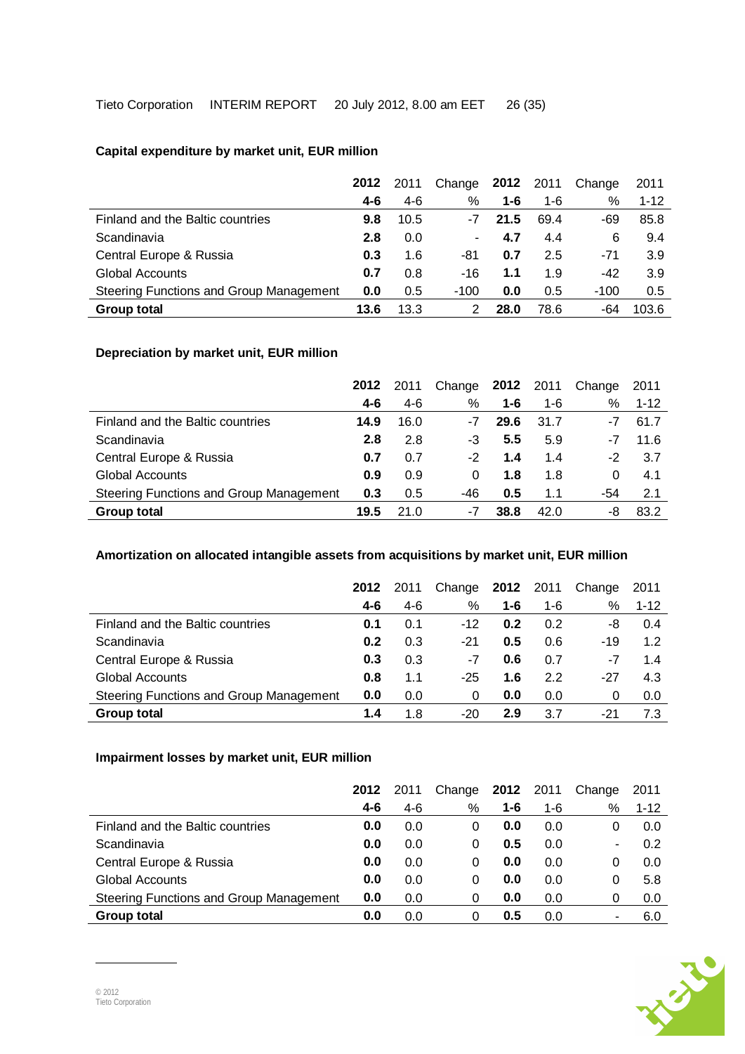**Capital expenditure by market unit, EUR million**

| | 2012 | 2011 | Change | 2012 | 2011 | Change | 2011 |
|---|---|---|---|---|---|---|---|
| | 4-6 | 4-6 | % | 1-6 | 1-6 | % | 1-12 |
| Finland and the Baltic countries | **9.8** | 10.5 | -7 | **21.5** | 69.4 | -69 | 85.8 |
| Scandinavia | **2.8** | 0.0 | - | **4.7** | 4.4 | 6 | 9.4 |
| Central Europe & Russia | **0.3** | 1.6 | -81 | **0.7** | 2.5 | -71 | 3.9 |
| Global Accounts | **0.7** | 0.8 | -16 | **1.1** | 1.9 | -42 | 3.9 |
| Steering Functions and Group Management | **0.0** | 0.5 | -100 | **0.0** | 0.5 | -100 | 0.5 |
| **Group total** | **13.6** | 13.3 | 2 | **28.0** | 78.6 | -64 | 103.6 |

**Depreciation by market unit, EUR million**

| | 2012 | 2011 | Change | 2012 | 2011 | Change | 2011 |
|---|---|---|---|---|---|---|---|
| | 4-6 | 4-6 | % | 1-6 | 1-6 | % | 1-12 |
| Finland and the Baltic countries | **14.9** | 16.0 | -7 | **29.6** | 31.7 | -7 | 61.7 |
| Scandinavia | **2.8** | 2.8 | -3 | **5.5** | 5.9 | -7 | 11.6 |
| Central Europe & Russia | **0.7** | 0.7 | -2 | **1.4** | 1.4 | -2 | 3.7 |
| Global Accounts | **0.9** | 0.9 | 0 | **1.8** | 1.8 | 0 | 4.1 |
| Steering Functions and Group Management | **0.3** | 0.5 | -46 | **0.5** | 1.1 | -54 | 2.1 |
| **Group total** | **19.5** | 21.0 | -7 | **38.8** | 42.0 | -8 | 83.2 |

**Amortization on allocated intangible assets from acquisitions by market unit, EUR million**

| | 2012 | 2011 | Change | 2012 | 2011 | Change | 2011 |
|---|---|---|---|---|---|---|---|
| | 4-6 | 4-6 | % | 1-6 | 1-6 | % | 1-12 |
| Finland and the Baltic countries | **0.1** | 0.1 | -12 | **0.2** | 0.2 | -8 | 0.4 |
| Scandinavia | **0.2** | 0.3 | -21 | **0.5** | 0.6 | -19 | 1.2 |
| Central Europe & Russia | **0.3** | 0.3 | -7 | **0.6** | 0.7 | -7 | 1.4 |
| Global Accounts | **0.8** | 1.1 | -25 | **1.6** | 2.2 | -27 | 4.3 |
| Steering Functions and Group Management | **0.0** | 0.0 | 0 | **0.0** | 0.0 | 0 | 0.0 |
| **Group total** | **1.4** | 1.8 | -20 | **2.9** | 3.7 | -21 | 7.3 |

**Impairment losses by market unit, EUR million**

| | 2012 | 2011 | Change | 2012 | 2011 | Change | 2011 |
|---|---|---|---|---|---|---|---|
| | 4-6 | 4-6 | % | 1-6 | 1-6 | % | 1-12 |
| Finland and the Baltic countries | **0.0** | 0.0 | 0 | **0.0** | 0.0 | 0 | 0.0 |
| Scandinavia | **0.0** | 0.0 | 0 | **0.5** | 0.0 | - | 0.2 |
| Central Europe & Russia | **0.0** | 0.0 | 0 | **0.0** | 0.0 | 0 | 0.0 |
| Global Accounts | **0.0** | 0.0 | 0 | **0.0** | 0.0 | 0 | 5.8 |
| Steering Functions and Group Management | **0.0** | 0.0 | 0 | **0.0** | 0.0 | 0 | 0.0 |
| **Group total** | **0.0** | 0.0 | 0 | **0.5** | 0.0 | - | 6.0 |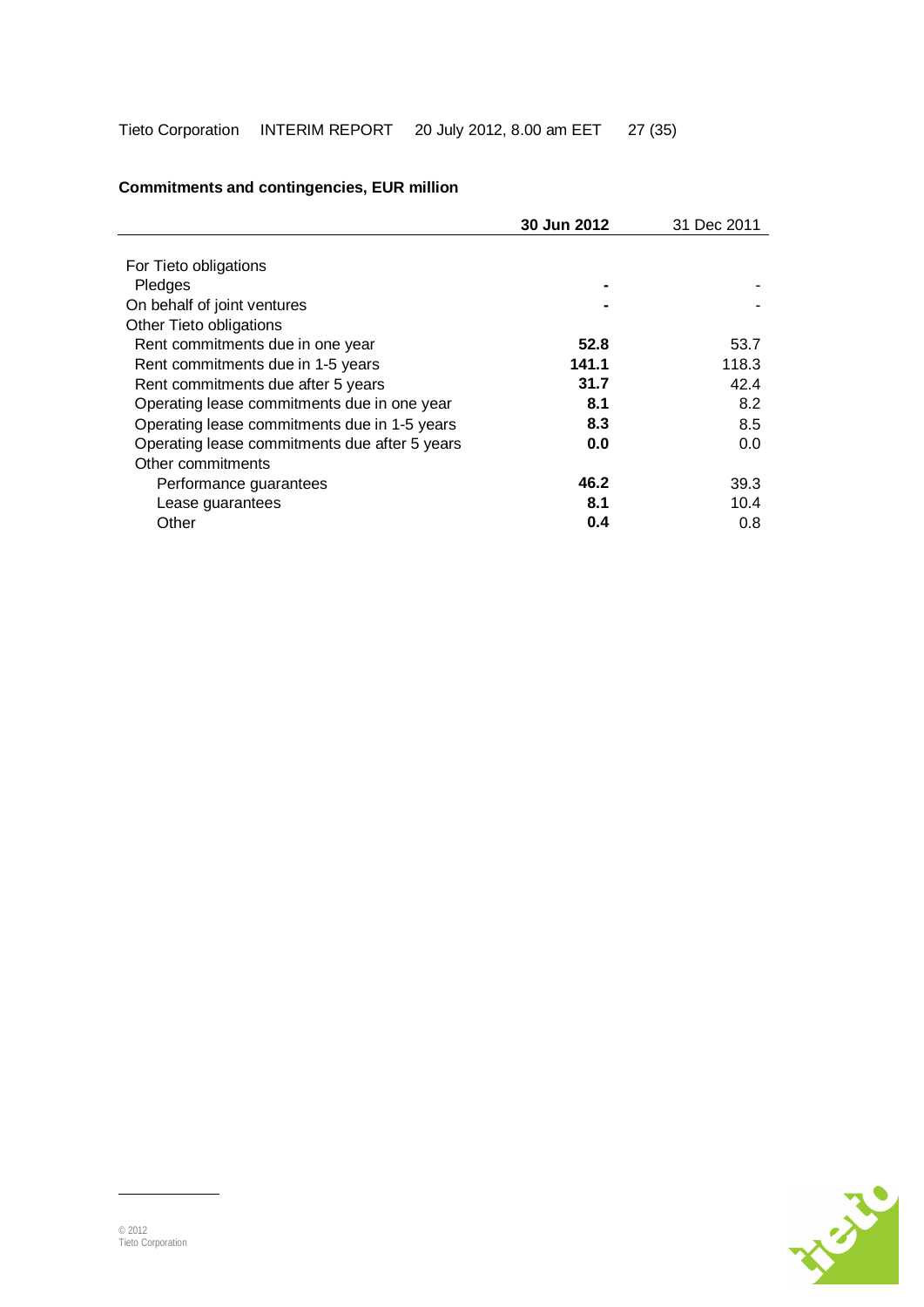**Commitments and contingencies, EUR million**

| | **30 Jun 2012** | 31 Dec 2011 |
|---|---|---|
| For Tieto obligations | | |
| Pledges | **-** | - |
| On behalf of joint ventures | **-** | - |
| Other Tieto obligations | | |
| Rent commitments due in one year | **52.8** | 53.7 |
| Rent commitments due in 1-5 years | **141.1** | 118.3 |
| Rent commitments due after 5 years | **31.7** | 42.4 |
| Operating lease commitments due in one year | **8.1** | 8.2 |
| Operating lease commitments due in 1-5 years | **8.3** | 8.5 |
| Operating lease commitments due after 5 years | **0.0** | 0.0 |
| Other commitments | | |
| Performance guarantees | **46.2** | 39.3 |
| Lease guarantees | **8.1** | 10.4 |
| Other | **0.4** | 0.8 |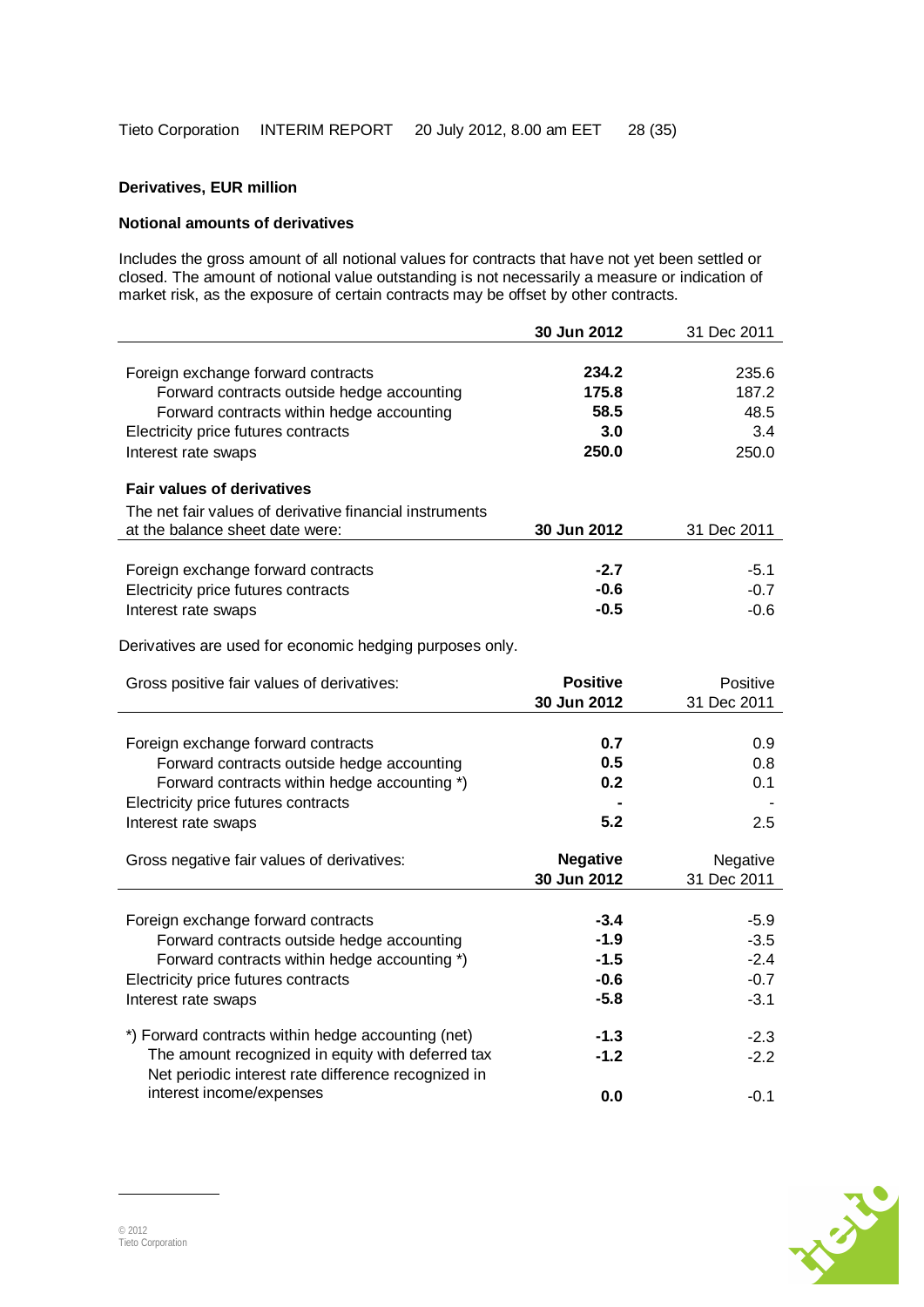**Derivatives, EUR million**

**Notional amounts of derivatives**

Includes the gross amount of all notional values for contracts that have not yet been settled or closed. The amount of notional value outstanding is not necessarily a measure or indication of market risk, as the exposure of certain contracts may be offset by other contracts.

| | **30 Jun 2012** | 31 Dec 2011 |
|---|---|---|
| Foreign exchange forward contracts | **234.2** | 235.6 |
| Forward contracts outside hedge accounting | **175.8** | 187.2 |
| Forward contracts within hedge accounting | **58.5** | 48.5 |
| Electricity price futures contracts | **3.0** | 3.4 |
| Interest rate swaps | **250.0** | 250.0 |

**Fair values of derivatives**

| The net fair values of derivative financial instruments at the balance sheet date were: | **30 Jun 2012** | 31 Dec 2011 |
|---|---|---|
| Foreign exchange forward contracts | **-2.7** | -5.1 |
| Electricity price futures contracts | **-0.6** | -0.7 |
| Interest rate swaps | **-0.5** | -0.6 |

Derivatives are used for economic hedging purposes only.

| Gross positive fair values of derivatives: | **Positive 30 Jun 2012** | Positive 31 Dec 2011 |
|---|---|---|
| Foreign exchange forward contracts | **0.7** | 0.9 |
| Forward contracts outside hedge accounting | **0.5** | 0.8 |
| Forward contracts within hedge accounting *) | **0.2** | 0.1 |
| Electricity price futures contracts | **-** | - |
| Interest rate swaps | **5.2** | 2.5 |

| Gross negative fair values of derivatives: | **Negative 30 Jun 2012** | Negative 31 Dec 2011 |
|---|---|---|
| Foreign exchange forward contracts | **-3.4** | -5.9 |
| Forward contracts outside hedge accounting | **-1.9** | -3.5 |
| Forward contracts within hedge accounting *) | **-1.5** | -2.4 |
| Electricity price futures contracts | **-0.6** | -0.7 |
| Interest rate swaps | **-5.8** | -3.1 |
| *) Forward contracts within hedge accounting (net) | **-1.3** | -2.3 |
| The amount recognized in equity with deferred tax | **-1.2** | -2.2 |
| Net periodic interest rate difference recognized in interest income/expenses | **0.0** | -0.1 |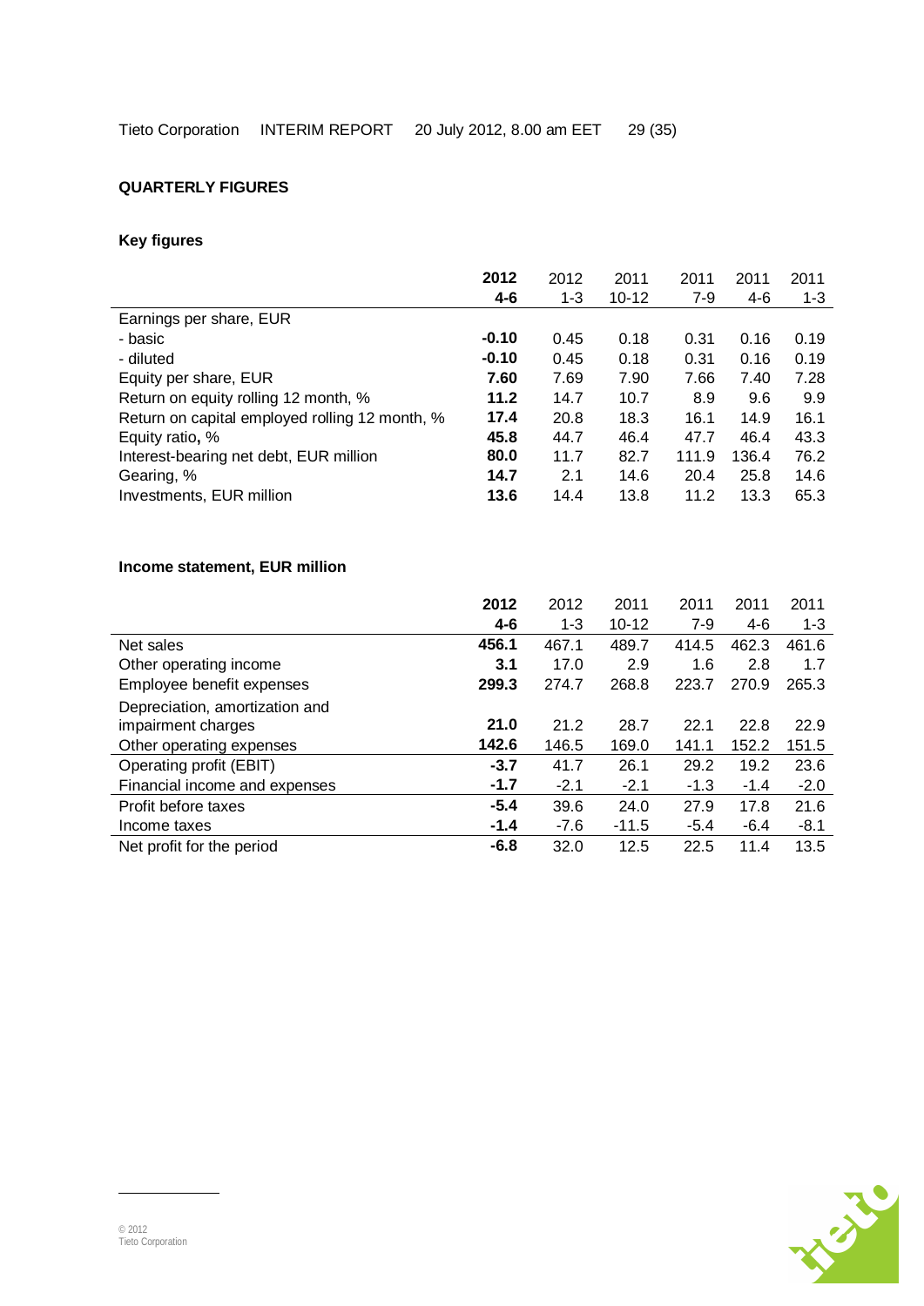## QUARTERLY FIGURES

### Key figures

| | 2012 4-6 | 2012 1-3 | 2011 10-12 | 2011 7-9 | 2011 4-6 | 2011 1-3 |
|---|---|---|---|---|---|---|
| Earnings per share, EUR | | | | | | |
| - basic | **-0.10** | 0.45 | 0.18 | 0.31 | 0.16 | 0.19 |
| - diluted | **-0.10** | 0.45 | 0.18 | 0.31 | 0.16 | 0.19 |
| Equity per share, EUR | **7.60** | 7.69 | 7.90 | 7.66 | 7.40 | 7.28 |
| Return on equity rolling 12 month, % | **11.2** | 14.7 | 10.7 | 8.9 | 9.6 | 9.9 |
| Return on capital employed rolling 12 month, % | **17.4** | 20.8 | 18.3 | 16.1 | 14.9 | 16.1 |
| Equity ratio, % | **45.8** | 44.7 | 46.4 | 47.7 | 46.4 | 43.3 |
| Interest-bearing net debt, EUR million | **80.0** | 11.7 | 82.7 | 111.9 | 136.4 | 76.2 |
| Gearing, % | **14.7** | 2.1 | 14.6 | 20.4 | 25.8 | 14.6 |
| Investments, EUR million | **13.6** | 14.4 | 13.8 | 11.2 | 13.3 | 65.3 |

### Income statement, EUR million

| | 2012 4-6 | 2012 1-3 | 2011 10-12 | 2011 7-9 | 2011 4-6 | 2011 1-3 |
|---|---|---|---|---|---|---|
| Net sales | **456.1** | 467.1 | 489.7 | 414.5 | 462.3 | 461.6 |
| Other operating income | **3.1** | 17.0 | 2.9 | 1.6 | 2.8 | 1.7 |
| Employee benefit expenses | **299.3** | 274.7 | 268.8 | 223.7 | 270.9 | 265.3 |
| Depreciation, amortization and impairment charges | **21.0** | 21.2 | 28.7 | 22.1 | 22.8 | 22.9 |
| Other operating expenses | **142.6** | 146.5 | 169.0 | 141.1 | 152.2 | 151.5 |
| Operating profit (EBIT) | **-3.7** | 41.7 | 26.1 | 29.2 | 19.2 | 23.6 |
| Financial income and expenses | **-1.7** | -2.1 | -2.1 | -1.3 | -1.4 | -2.0 |
| Profit before taxes | **-5.4** | 39.6 | 24.0 | 27.9 | 17.8 | 21.6 |
| Income taxes | **-1.4** | -7.6 | -11.5 | -5.4 | -6.4 | -8.1 |
| Net profit for the period | **-6.8** | 32.0 | 12.5 | 22.5 | 11.4 | 13.5 |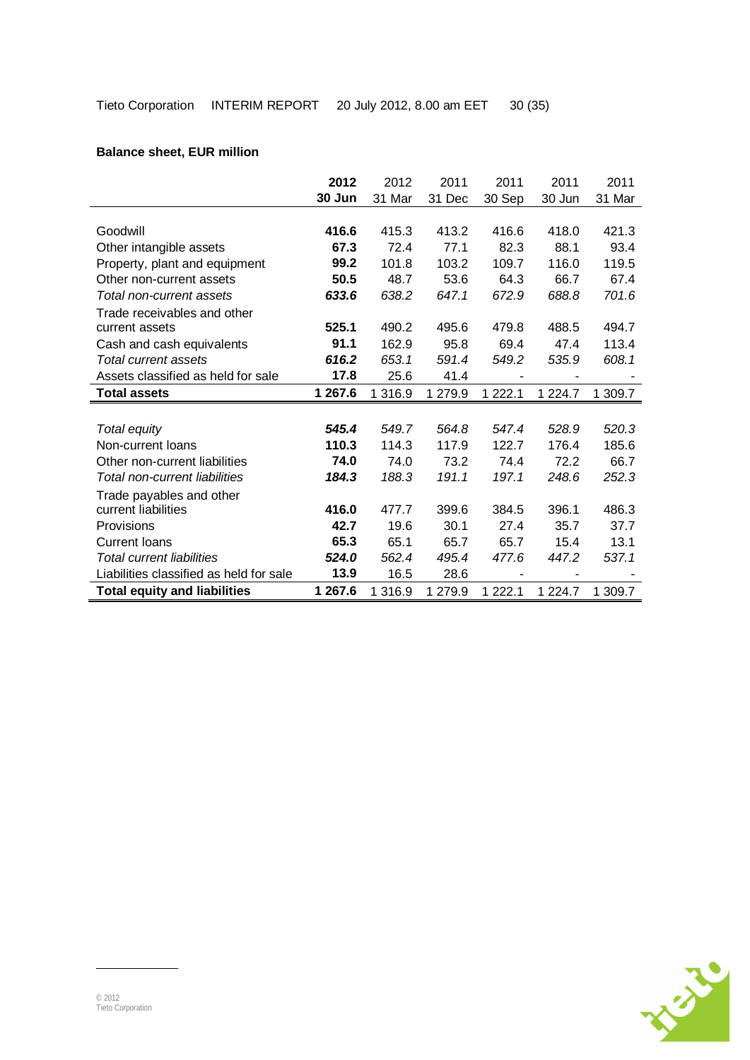**Balance sheet, EUR million**

| | **2012 30 Jun** | 2012 31 Mar | 2011 31 Dec | 2011 30 Sep | 2011 30 Jun | 2011 31 Mar |
|---|---|---|---|---|---|---|
| Goodwill | **416.6** | 415.3 | 413.2 | 416.6 | 418.0 | 421.3 |
| Other intangible assets | **67.3** | 72.4 | 77.1 | 82.3 | 88.1 | 93.4 |
| Property, plant and equipment | **99.2** | 101.8 | 103.2 | 109.7 | 116.0 | 119.5 |
| Other non-current assets | **50.5** | 48.7 | 53.6 | 64.3 | 66.7 | 67.4 |
| *Total non-current assets* | ***633.6*** | *638.2* | *647.1* | *672.9* | *688.8* | *701.6* |
| Trade receivables and other current assets | **525.1** | 490.2 | 495.6 | 479.8 | 488.5 | 494.7 |
| Cash and cash equivalents | **91.1** | 162.9 | 95.8 | 69.4 | 47.4 | 113.4 |
| *Total current assets* | ***616.2*** | *653.1* | *591.4* | *549.2* | *535.9* | *608.1* |
| Assets classified as held for sale | **17.8** | 25.6 | 41.4 | - | - | - |
| **Total assets** | **1 267.6** | 1 316.9 | 1 279.9 | 1 222.1 | 1 224.7 | 1 309.7 |
| | | | | | | |
| *Total equity* | ***545.4*** | *549.7* | *564.8* | *547.4* | *528.9* | *520.3* |
| Non-current loans | **110.3** | 114.3 | 117.9 | 122.7 | 176.4 | 185.6 |
| Other non-current liabilities | **74.0** | 74.0 | 73.2 | 74.4 | 72.2 | 66.7 |
| *Total non-current liabilities* | ***184.3*** | *188.3* | *191.1* | *197.1* | *248.6* | *252.3* |
| Trade payables and other current liabilities | **416.0** | 477.7 | 399.6 | 384.5 | 396.1 | 486.3 |
| Provisions | **42.7** | 19.6 | 30.1 | 27.4 | 35.7 | 37.7 |
| Current loans | **65.3** | 65.1 | 65.7 | 65.7 | 15.4 | 13.1 |
| *Total current liabilities* | ***524.0*** | *562.4* | *495.4* | *477.6* | *447.2* | *537.1* |
| Liabilities classified as held for sale | **13.9** | 16.5 | 28.6 | - | - | - |
| **Total equity and liabilities** | **1 267.6** | 1 316.9 | 1 279.9 | 1 222.1 | 1 224.7 | 1 309.7 |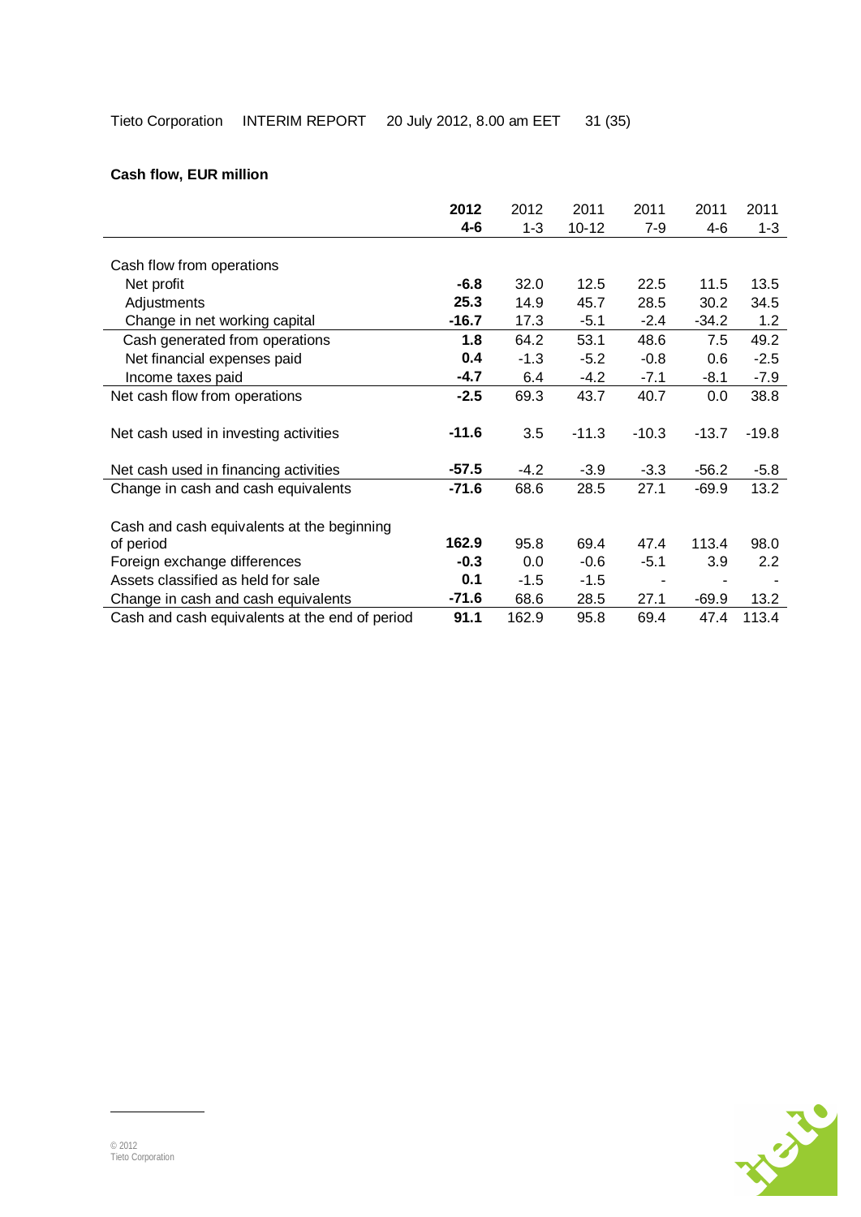**Cash flow, EUR million**

| | **2012 4-6** | 2012 1-3 | 2011 10-12 | 2011 7-9 | 2011 4-6 | 2011 1-3 |
|---|---|---|---|---|---|---|
| Cash flow from operations | | | | | | |
| Net profit | **-6.8** | 32.0 | 12.5 | 22.5 | 11.5 | 13.5 |
| Adjustments | **25.3** | 14.9 | 45.7 | 28.5 | 30.2 | 34.5 |
| Change in net working capital | **-16.7** | 17.3 | -5.1 | -2.4 | -34.2 | 1.2 |
| Cash generated from operations | **1.8** | 64.2 | 53.1 | 48.6 | 7.5 | 49.2 |
| Net financial expenses paid | **0.4** | -1.3 | -5.2 | -0.8 | 0.6 | -2.5 |
| Income taxes paid | **-4.7** | 6.4 | -4.2 | -7.1 | -8.1 | -7.9 |
| Net cash flow from operations | **-2.5** | 69.3 | 43.7 | 40.7 | 0.0 | 38.8 |
| Net cash used in investing activities | **-11.6** | 3.5 | -11.3 | -10.3 | -13.7 | -19.8 |
| Net cash used in financing activities | **-57.5** | -4.2 | -3.9 | -3.3 | -56.2 | -5.8 |
| Change in cash and cash equivalents | **-71.6** | 68.6 | 28.5 | 27.1 | -69.9 | 13.2 |
| Cash and cash equivalents at the beginning of period | **162.9** | 95.8 | 69.4 | 47.4 | 113.4 | 98.0 |
| Foreign exchange differences | **-0.3** | 0.0 | -0.6 | -5.1 | 3.9 | 2.2 |
| Assets classified as held for sale | **0.1** | -1.5 | -1.5 | - | - | - |
| Change in cash and cash equivalents | **-71.6** | 68.6 | 28.5 | 27.1 | -69.9 | 13.2 |
| Cash and cash equivalents at the end of period | **91.1** | 162.9 | 95.8 | 69.4 | 47.4 | 113.4 |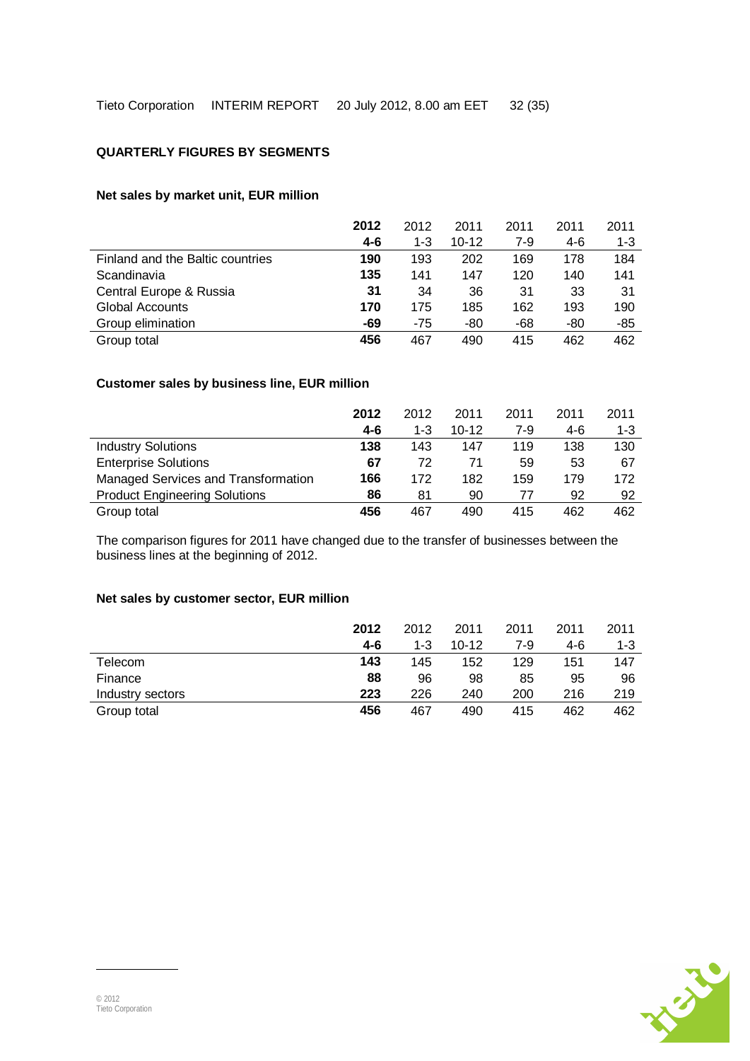## QUARTERLY FIGURES BY SEGMENTS

### Net sales by market unit, EUR million

| | **2012** | 2012 | 2011 | 2011 | 2011 | 2011 |
|---|---|---|---|---|---|---|
| | **4-6** | 1-3 | 10-12 | 7-9 | 4-6 | 1-3 |
| Finland and the Baltic countries | **190** | 193 | 202 | 169 | 178 | 184 |
| Scandinavia | **135** | 141 | 147 | 120 | 140 | 141 |
| Central Europe & Russia | **31** | 34 | 36 | 31 | 33 | 31 |
| Global Accounts | **170** | 175 | 185 | 162 | 193 | 190 |
| Group elimination | **-69** | -75 | -80 | -68 | -80 | -85 |
| Group total | **456** | 467 | 490 | 415 | 462 | 462 |

### Customer sales by business line, EUR million

| | **2012** | 2012 | 2011 | 2011 | 2011 | 2011 |
|---|---|---|---|---|---|---|
| | **4-6** | 1-3 | 10-12 | 7-9 | 4-6 | 1-3 |
| Industry Solutions | **138** | 143 | 147 | 119 | 138 | 130 |
| Enterprise Solutions | **67** | 72 | 71 | 59 | 53 | 67 |
| Managed Services and Transformation | **166** | 172 | 182 | 159 | 179 | 172 |
| Product Engineering Solutions | **86** | 81 | 90 | 77 | 92 | 92 |
| Group total | **456** | 467 | 490 | 415 | 462 | 462 |

The comparison figures for 2011 have changed due to the transfer of businesses between the business lines at the beginning of 2012.

### Net sales by customer sector, EUR million

| | **2012** | 2012 | 2011 | 2011 | 2011 | 2011 |
|---|---|---|---|---|---|---|
| | **4-6** | 1-3 | 10-12 | 7-9 | 4-6 | 1-3 |
| Telecom | **143** | 145 | 152 | 129 | 151 | 147 |
| Finance | **88** | 96 | 98 | 85 | 95 | 96 |
| Industry sectors | **223** | 226 | 240 | 200 | 216 | 219 |
| Group total | **456** | 467 | 490 | 415 | 462 | 462 |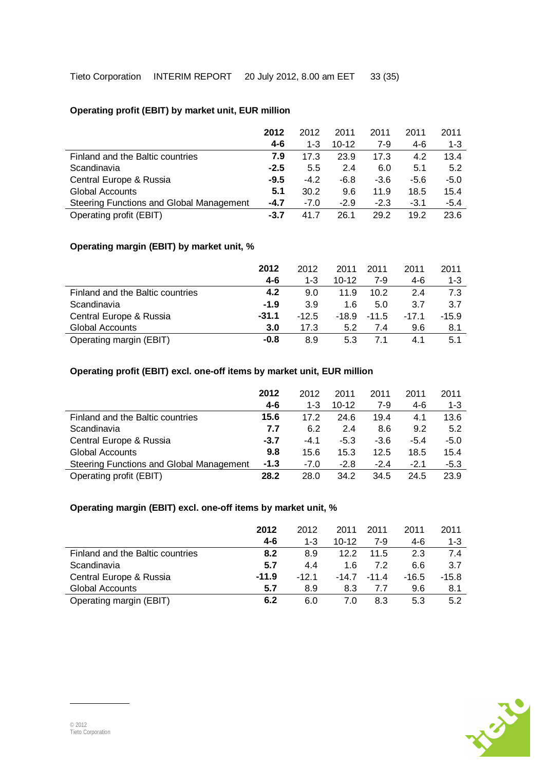**Operating profit (EBIT) by market unit, EUR million**

| | **2012 4-6** | 2012 1-3 | 2011 10-12 | 2011 7-9 | 2011 4-6 | 2011 1-3 |
|---|---|---|---|---|---|---|
| Finland and the Baltic countries | **7.9** | 17.3 | 23.9 | 17.3 | 4.2 | 13.4 |
| Scandinavia | **-2.5** | 5.5 | 2.4 | 6.0 | 5.1 | 5.2 |
| Central Europe & Russia | **-9.5** | -4.2 | -6.8 | -3.6 | -5.6 | -5.0 |
| Global Accounts | **5.1** | 30.2 | 9.6 | 11.9 | 18.5 | 15.4 |
| Steering Functions and Global Management | **-4.7** | -7.0 | -2.9 | -2.3 | -3.1 | -5.4 |
| Operating profit (EBIT) | **-3.7** | 41.7 | 26.1 | 29.2 | 19.2 | 23.6 |

**Operating margin (EBIT) by market unit, %**

| | **2012 4-6** | 2012 1-3 | 2011 10-12 | 2011 7-9 | 2011 4-6 | 2011 1-3 |
|---|---|---|---|---|---|---|
| Finland and the Baltic countries | **4.2** | 9.0 | 11.9 | 10.2 | 2.4 | 7.3 |
| Scandinavia | **-1.9** | 3.9 | 1.6 | 5.0 | 3.7 | 3.7 |
| Central Europe & Russia | **-31.1** | -12.5 | -18.9 | -11.5 | -17.1 | -15.9 |
| Global Accounts | **3.0** | 17.3 | 5.2 | 7.4 | 9.6 | 8.1 |
| Operating margin (EBIT) | **-0.8** | 8.9 | 5.3 | 7.1 | 4.1 | 5.1 |

**Operating profit (EBIT) excl. one-off items by market unit, EUR million**

| | **2012 4-6** | 2012 1-3 | 2011 10-12 | 2011 7-9 | 2011 4-6 | 2011 1-3 |
|---|---|---|---|---|---|---|
| Finland and the Baltic countries | **15.6** | 17.2 | 24.6 | 19.4 | 4.1 | 13.6 |
| Scandinavia | **7.7** | 6.2 | 2.4 | 8.6 | 9.2 | 5.2 |
| Central Europe & Russia | **-3.7** | -4.1 | -5.3 | -3.6 | -5.4 | -5.0 |
| Global Accounts | **9.8** | 15.6 | 15.3 | 12.5 | 18.5 | 15.4 |
| Steering Functions and Global Management | **-1.3** | -7.0 | -2.8 | -2.4 | -2.1 | -5.3 |
| Operating profit (EBIT) | **28.2** | 28.0 | 34.2 | 34.5 | 24.5 | 23.9 |

**Operating margin (EBIT) excl. one-off items by market unit, %**

| | **2012 4-6** | 2012 1-3 | 2011 10-12 | 2011 7-9 | 2011 4-6 | 2011 1-3 |
|---|---|---|---|---|---|---|
| Finland and the Baltic countries | **8.2** | 8.9 | 12.2 | 11.5 | 2.3 | 7.4 |
| Scandinavia | **5.7** | 4.4 | 1.6 | 7.2 | 6.6 | 3.7 |
| Central Europe & Russia | **-11.9** | -12.1 | -14.7 | -11.4 | -16.5 | -15.8 |
| Global Accounts | **5.7** | 8.9 | 8.3 | 7.7 | 9.6 | 8.1 |
| Operating margin (EBIT) | **6.2** | 6.0 | 7.0 | 8.3 | 5.3 | 5.2 |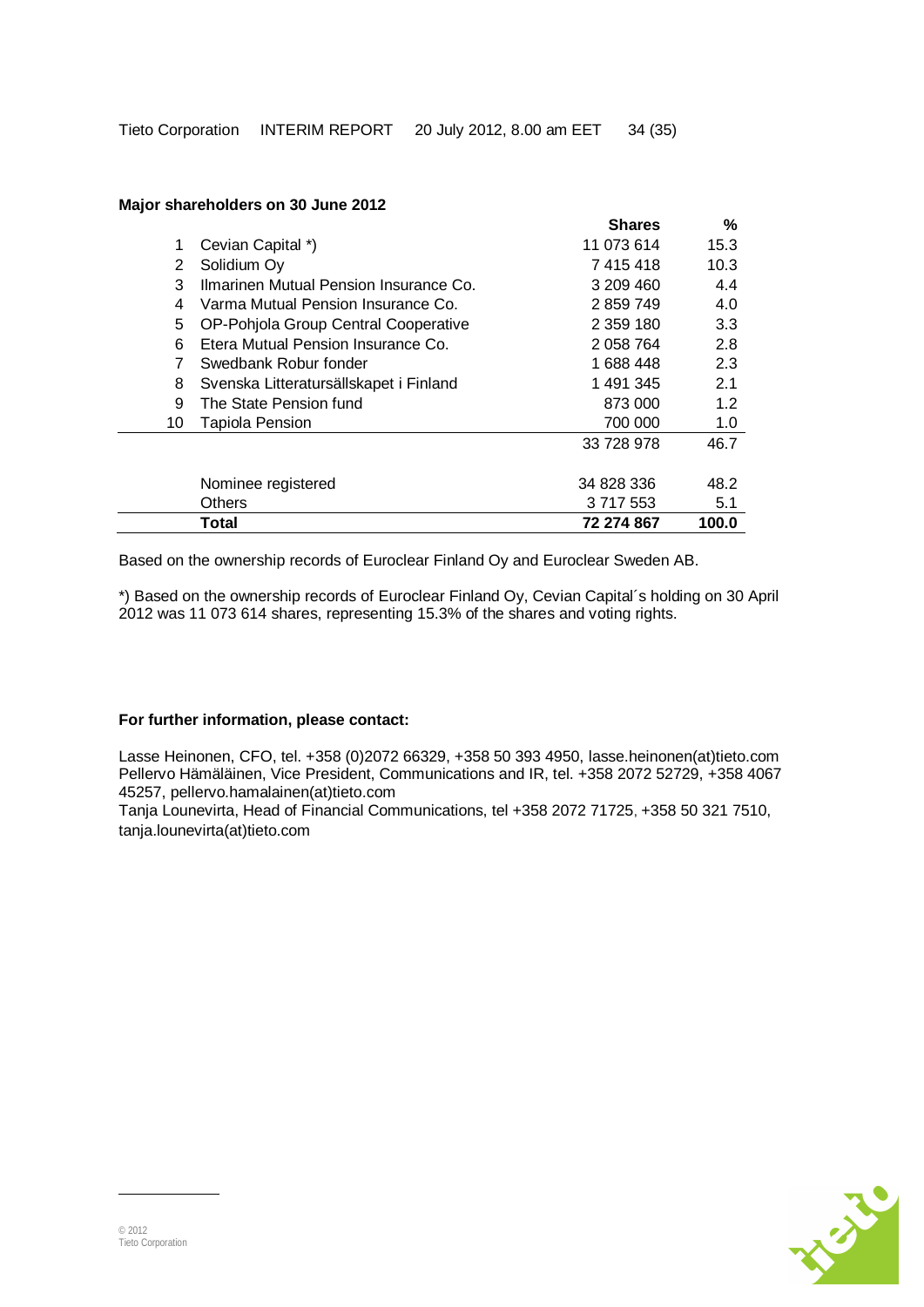**Major shareholders on 30 June 2012**

| | | Shares | % |
|---|---|---|---|
| 1 | Cevian Capital *) | 11 073 614 | 15.3 |
| 2 | Solidium Oy | 7 415 418 | 10.3 |
| 3 | Ilmarinen Mutual Pension Insurance Co. | 3 209 460 | 4.4 |
| 4 | Varma Mutual Pension Insurance Co. | 2 859 749 | 4.0 |
| 5 | OP-Pohjola Group Central Cooperative | 2 359 180 | 3.3 |
| 6 | Etera Mutual Pension Insurance Co. | 2 058 764 | 2.8 |
| 7 | Swedbank Robur fonder | 1 688 448 | 2.3 |
| 8 | Svenska Litteratursällskapet i Finland | 1 491 345 | 2.1 |
| 9 | The State Pension fund | 873 000 | 1.2 |
| 10 | Tapiola Pension | 700 000 | 1.0 |
| | | 33 728 978 | 46.7 |
| | Nominee registered | 34 828 336 | 48.2 |
| | Others | 3 717 553 | 5.1 |
| | **Total** | **72 274 867** | **100.0** |

Based on the ownership records of Euroclear Finland Oy and Euroclear Sweden AB.

*) Based on the ownership records of Euroclear Finland Oy, Cevian Capital´s holding on 30 April 2012 was 11 073 614 shares, representing 15.3% of the shares and voting rights.

**For further information, please contact:**

Lasse Heinonen, CFO, tel. +358 (0)2072 66329, +358 50 393 4950, lasse.heinonen(at)tieto.com
Pellervo Hämäläinen, Vice President, Communications and IR, tel. +358 2072 52729, +358 4067 45257, pellervo.hamalainen(at)tieto.com
Tanja Lounevirta, Head of Financial Communications, tel +358 2072 71725, +358 50 321 7510, tanja.lounevirta(at)tieto.com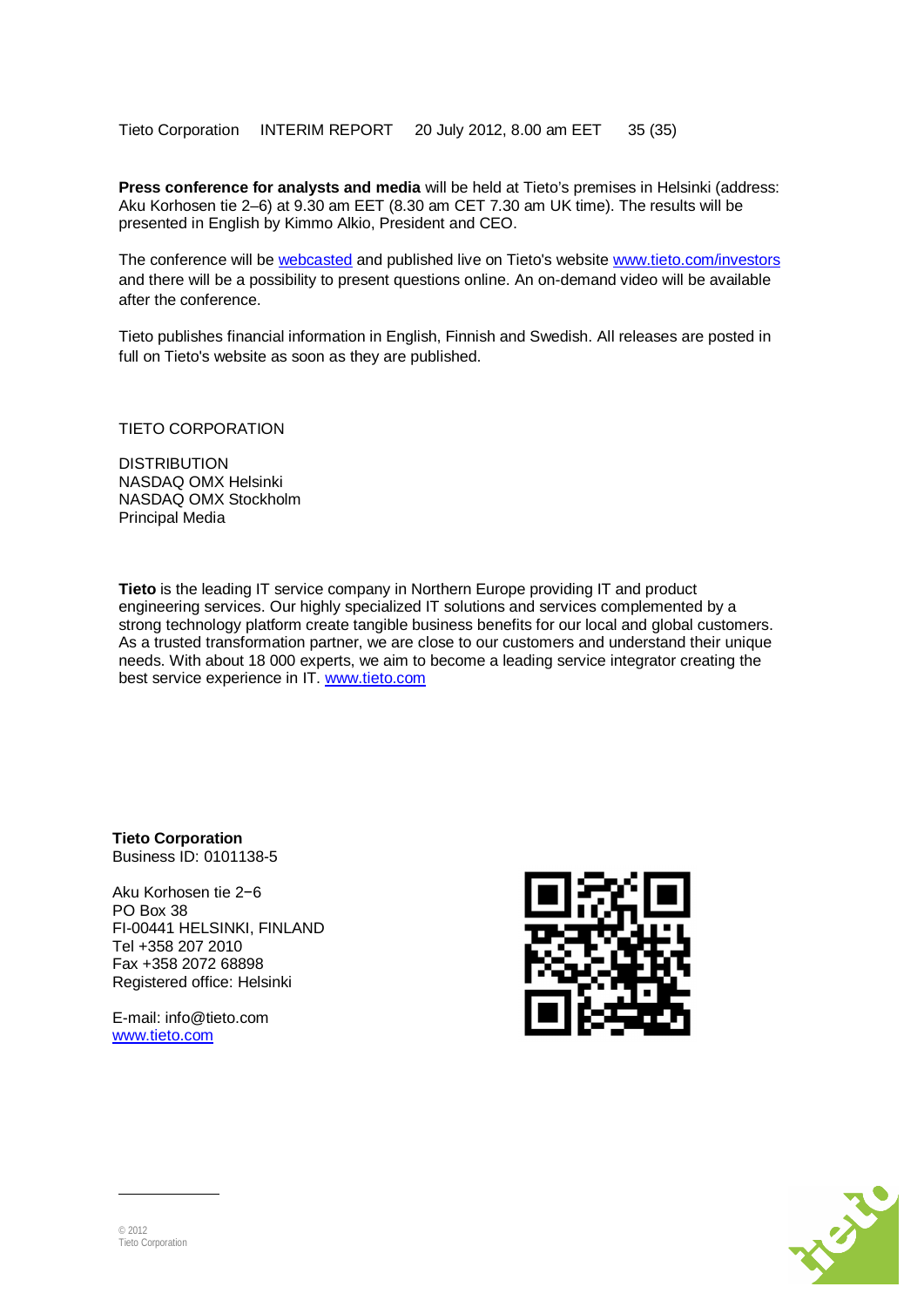**Press conference for analysts and media** will be held at Tieto's premises in Helsinki (address: Aku Korhosen tie 2–6) at 9.30 am EET (8.30 am CET 7.30 am UK time). The results will be presented in English by Kimmo Alkio, President and CEO.

The conference will be webcasted and published live on Tieto's website www.tieto.com/investors and there will be a possibility to present questions online. An on-demand video will be available after the conference.

Tieto publishes financial information in English, Finnish and Swedish. All releases are posted in full on Tieto's website as soon as they are published.

TIETO CORPORATION

DISTRIBUTION
NASDAQ OMX Helsinki
NASDAQ OMX Stockholm
Principal Media

**Tieto** is the leading IT service company in Northern Europe providing IT and product engineering services. Our highly specialized IT solutions and services complemented by a strong technology platform create tangible business benefits for our local and global customers. As a trusted transformation partner, we are close to our customers and understand their unique needs. With about 18 000 experts, we aim to become a leading service integrator creating the best service experience in IT. www.tieto.com

**Tieto Corporation**
Business ID: 0101138-5

Aku Korhosen tie 2−6
PO Box 38
FI-00441 HELSINKI, FINLAND
Tel +358 207 2010
Fax +358 2072 68898
Registered office: Helsinki

E-mail: info@tieto.com
www.tieto.com

© 2012
Tieto Corporation